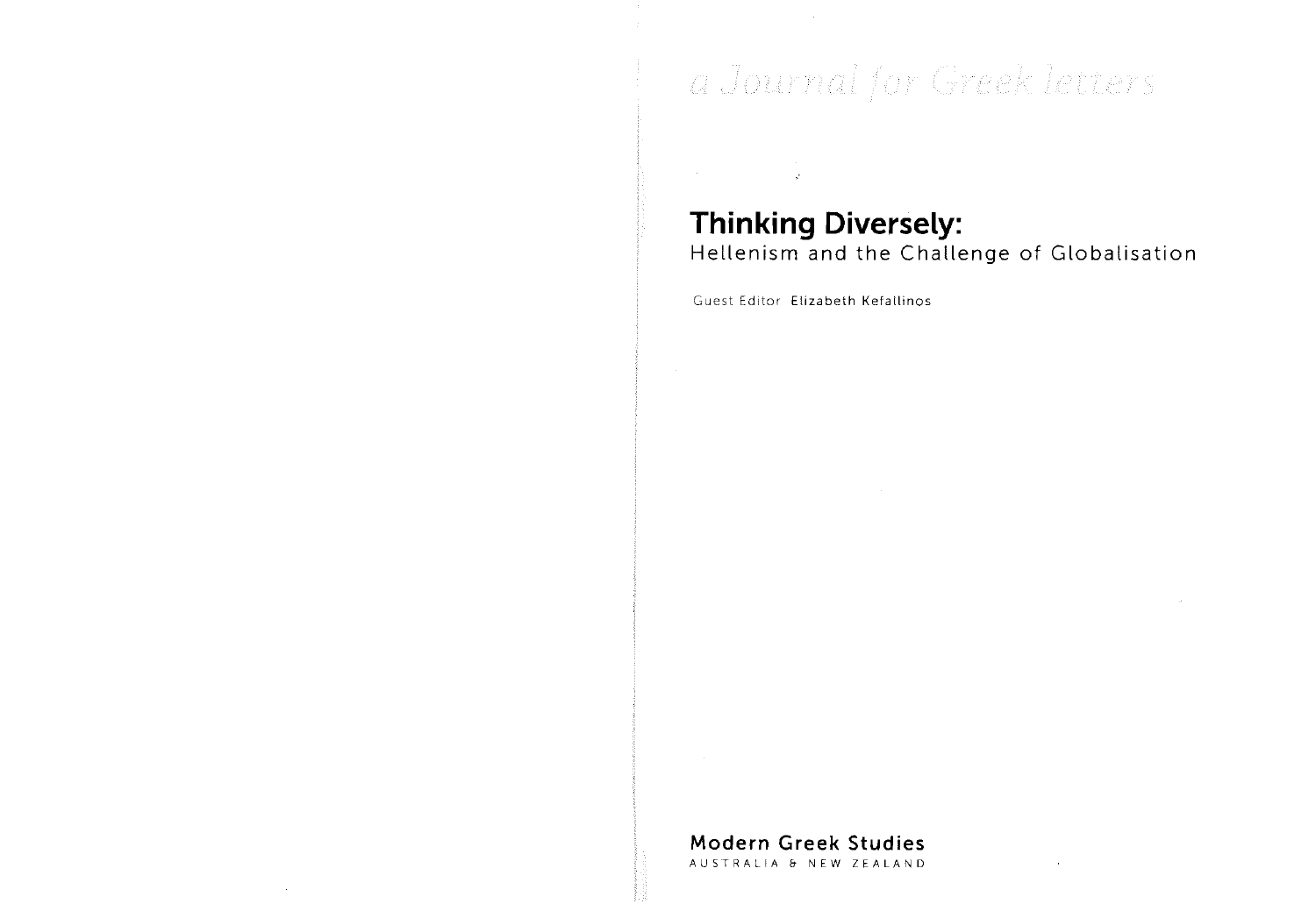*a Journal for Greek letters*

# Thinking Diversely:

## Hellenism and the Challenge of Globalisation

Guest Editor **Elizabeth Kefallinos**

**Modern Greek Studies**

AUSTRALIA & NEW ZEALAND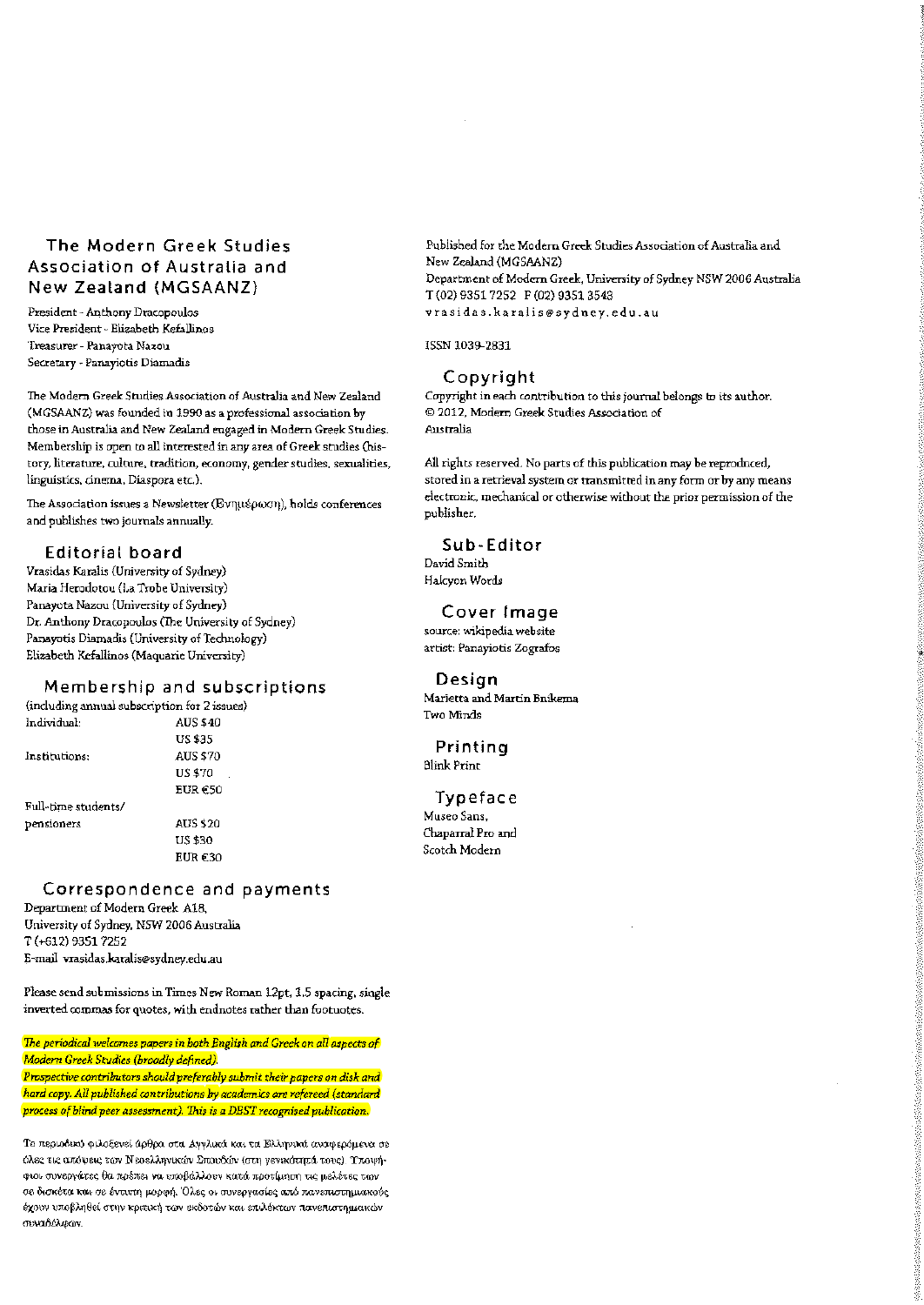## The Modern Greek Studies Association of Australia and New Zealand (MGSAANZ)

President - Anthony Dracopoulos
Vice President - Elizabeth Kefallinos
Treasurer - Panayota Nazou
Secretary - Panayiotis Diamadis

The Modern Greek Studies Association of Australia and New Zealand (MGSAANZ) was founded in 1990 as a professional association by those in Australia and New Zealand engaged in Modern Greek Studies. Membership is open to all interested in any area of Greek studies (history, literature, culture, tradition, economy, gender studies, sexualities, linguistics, cinema, Diaspora etc.).

The Association issues a Newsletter (Ενημέρωση), holds conferences and publishes two journals annually.

### Editorial board

Vrasidas Karalis (University of Sydney)
Maria Herodotou (La Trobe University)
Panayota Nazou (University of Sydney)
Dr. Anthony Dracopoulos (The University of Sydney)
Panayotis Diamadis (University of Technology)
Elizabeth Kefallinos (Maquarie University)

### Membership and subscriptions

(including annual subscription for 2 issues)

| | |
|---|---|
| Individual: | AUS $40 |
| | US $35 |
| Institutions: | AUS $70 |
| | US $70 |
| | EUR €50 |
| Full-time students/ pensioners | AUS $20 |
| | US $30 |
| | EUR €30 |

### Correspondence and payments

Department of Modern Greek A18,
University of Sydney, NSW 2006 Australia
T (+612) 9351 7252
E-mail vrasidas.karalis@sydney.edu.au

Please send submissions in Times New Roman 12pt, 1.5 spacing, single inverted commas for quotes, with endnotes rather than footnotes.

*The periodical welcomes papers in both English and Greek on all aspects of Modern Greek Studies (broadly defined).*
*Prospective contributors should preferably submit their papers on disk and hard copy. All published contributions by academics are refereed (standard process of blind peer assessment). This is a DEST recognised publication.*

Το περιοδικό φιλοξενεί άρθρα στα Αγγλικά και τα Ελληνικά αναφερόμενα σε όλες τις απόψεις των Νεοελληνικών Σπουδών (στη γενικότερή τους). Υποψήφιοι συνεργάτες θα πρέπει να υποβάλλουν κατά προτίμηση τις μελέτες των σε δισκέτα και σε έντυπη μορφή. Όλες οι συνεργασίες από πανεπιστημιακούς έχουν υποβληθεί στην κριτική των εκδοτών και επιλέκτων πανεπιστημιακών συναδέλφων.

Published for the Modern Greek Studies Association of Australia and New Zealand (MGSAANZ)
Department of Modern Greek, University of Sydney NSW 2006 Australia
T (02) 9351 7252 F (02) 9351 3543
vrasidas.karalis@sydney.edu.au

ISSN 1039-2831

### Copyright

Copyright in each contribution to this journal belongs to its author.
© 2012, Modern Greek Studies Association of Australia

All rights reserved. No parts of this publication may be reproduced, stored in a retrieval system or transmitted in any form or by any means electronic, mechanical or otherwise without the prior permission of the publisher.

### Sub-Editor

David Smith
Halcyon Words

### Cover Image

source: wikipedia website
artist: Panayiotis Zografos

### Design

Marietta and Martin Buikema
Two Minds

### Printing

Blink Print

### Typeface

Museo Sans,
Chaparral Pro and
Scotch Modern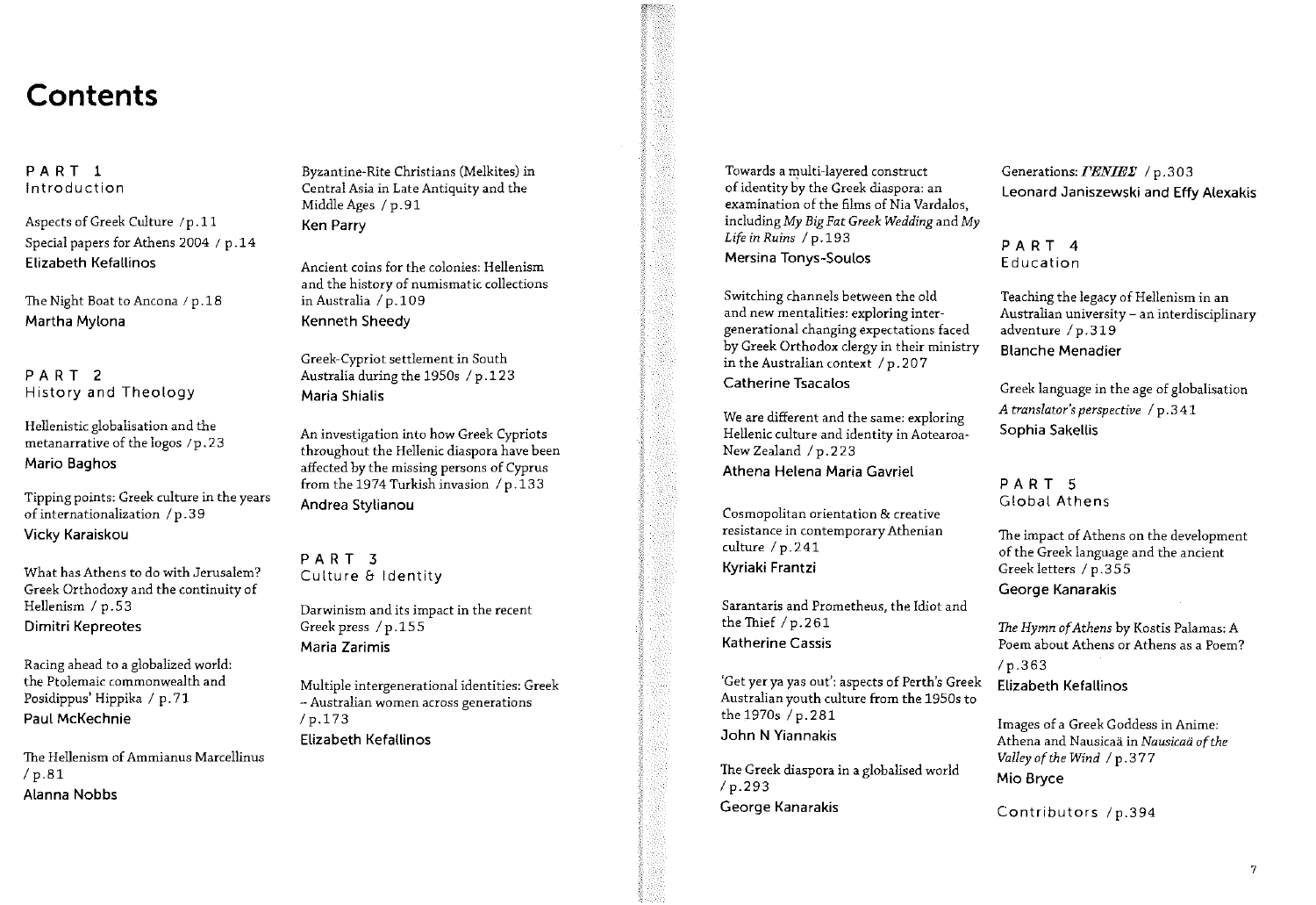# Contents

## PART 1
Introduction

Aspects of Greek Culture / p.11

Special papers for Athens 2004 / p.14
**Elizabeth Kefallinos**

The Night Boat to Ancona / p.18
**Martha Mylona**

## PART 2
History and Theology

Hellenistic globalisation and the metanarrative of the logos / p.23
**Mario Baghos**

Tipping points: Greek culture in the years of internationalization / p.39
**Vicky Karaiskou**

What has Athens to do with Jerusalem? Greek Orthodoxy and the continuity of Hellenism / p.53
**Dimitri Kepreotes**

Racing ahead to a globalized world: the Ptolemaic commonwealth and Posidippus' Hippika / p.71
**Paul McKechnie**

The Hellenism of Ammianus Marcellinus / p.81
**Alanna Nobbs**

Byzantine-Rite Christians (Melkites) in Central Asia in Late Antiquity and the Middle Ages / p.91
**Ken Parry**

Ancient coins for the colonies: Hellenism and the history of numismatic collections in Australia / p.109
**Kenneth Sheedy**

Greek-Cypriot settlement in South Australia during the 1950s / p.123
**Maria Shialis**

An investigation into how Greek Cypriots throughout the Hellenic diaspora have been affected by the missing persons of Cyprus from the 1974 Turkish invasion / p.133
**Andrea Stylianou**

## PART 3
Culture & Identity

Darwinism and its impact in the recent Greek press / p.155
**Maria Zarimis**

Multiple intergenerational identities: Greek – Australian women across generations / p.173
**Elizabeth Kefallinos**

Towards a multi-layered construct of identity by the Greek diaspora: an examination of the films of Nia Vardalos, including *My Big Fat Greek Wedding* and *My Life in Ruins* / p.193
**Mersina Tonys-Soulos**

Switching channels between the old and new mentalities: exploring inter-generational changing expectations faced by Greek Orthodox clergy in their ministry in the Australian context / p.207
**Catherine Tsacalos**

We are different and the same: exploring Hellenic culture and identity in Aotearoa-New Zealand / p.223
**Athena Helena Maria Gavriel**

Cosmopolitan orientation & creative resistance in contemporary Athenian culture / p.241
**Kyriaki Frantzi**

Sarantaris and Prometheus, the Idiot and the Thief / p.261
**Katherine Cassis**

'Get yer ya yas out': aspects of Perth's Greek Australian youth culture from the 1950s to the 1970s / p.281
**John N Yiannakis**

The Greek diaspora in a globalised world / p.293
**George Kanarakis**

Generations: *ΓΕΝΙΕΣ* / p.303
**Leonard Janiszewski and Effy Alexakis**

## PART 4
Education

Teaching the legacy of Hellenism in an Australian university – an interdisciplinary adventure / p.319
**Blanche Menadier**

Greek language in the age of globalisation *A translator's perspective* / p.341
**Sophia Sakellis**

## PART 5
Global Athens

The impact of Athens on the development of the Greek language and the ancient Greek letters / p.355
**George Kanarakis**

*The Hymn of Athens* by Kostis Palamas: A Poem about Athens or Athens as a Poem? / p.363
**Elizabeth Kefallinos**

Images of a Greek Goddess in Anime: Athena and Nausicaä in *Nausicaä of the Valley of the Wind* / p.377
**Mio Bryce**

Contributors / p.394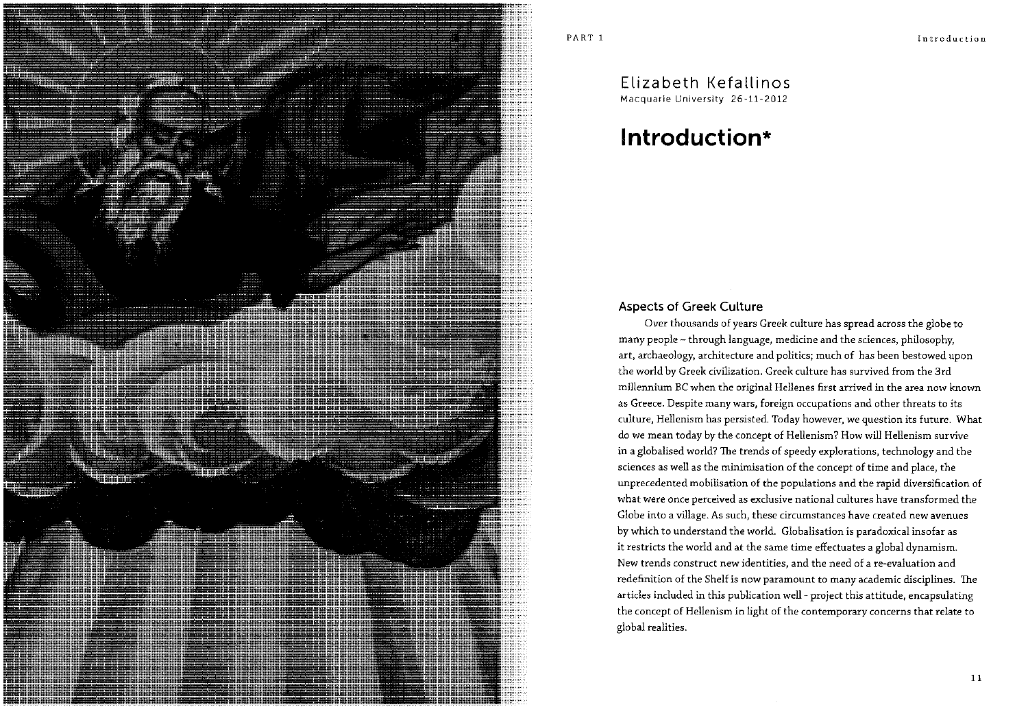Elizabeth Kefallinos
Macquarie University 26-11-2012

# Introduction*

### Aspects of Greek Culture

Over thousands of years Greek culture has spread across the globe to many people – through language, medicine and the sciences, philosophy, art, archaeology, architecture and politics; much of has been bestowed upon the world by Greek civilization. Greek culture has survived from the 3rd millennium BC when the original Hellenes first arrived in the area now known as Greece. Despite many wars, foreign occupations and other threats to its culture, Hellenism has persisted. Today however, we question its future. What do we mean today by the concept of Hellenism? How will Hellenism survive in a globalised world? The trends of speedy explorations, technology and the sciences as well as the minimisation of the concept of time and place, the unprecedented mobilisation of the populations and the rapid diversification of what were once perceived as exclusive national cultures have transformed the Globe into a village. As such, these circumstances have created new avenues by which to understand the world. Globalisation is paradoxical insofar as it restricts the world and at the same time effectuates a global dynamism. New trends construct new identities, and the need of a re-evaluation and redefinition of the Shelf is now paramount to many academic disciplines. The articles included in this publication well - project this attitude, encapsulating the concept of Hellenism in light of the contemporary concerns that relate to global realities.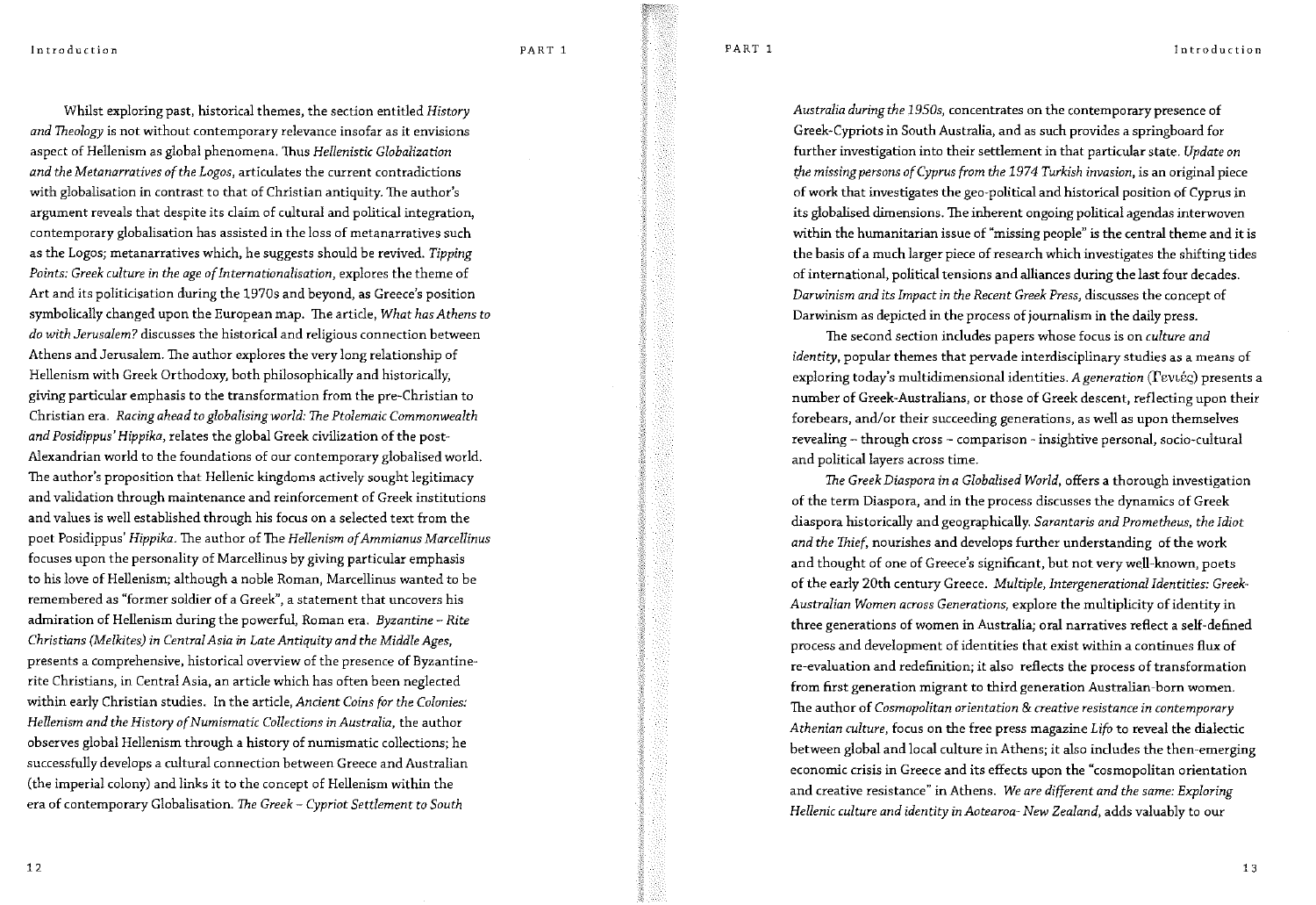Whilst exploring past, historical themes, the section entitled *History and Theology* is not without contemporary relevance insofar as it envisions aspect of Hellenism as global phenomena. Thus *Hellenistic Globalization and the Metanarratives of the Logos*, articulates the current contradictions with globalisation in contrast to that of Christian antiquity. The author's argument reveals that despite its claim of cultural and political integration, contemporary globalisation has assisted in the loss of metanarratives such as the Logos; metanarratives which, he suggests should be revived. *Tipping Points: Greek culture in the age of Internationalisation*, explores the theme of Art and its politicisation during the 1970s and beyond, as Greece's position symbolically changed upon the European map. The article, *What has Athens to do with Jerusalem?* discusses the historical and religious connection between Athens and Jerusalem. The author explores the very long relationship of Hellenism with Greek Orthodoxy, both philosophically and historically, giving particular emphasis to the transformation from the pre-Christian to Christian era. *Racing ahead to globalising world: The Ptolemaic Commonwealth and Posidippus' Hippika*, relates the global Greek civilization of the post-Alexandrian world to the foundations of our contemporary globalised world. The author's proposition that Hellenic kingdoms actively sought legitimacy and validation through maintenance and reinforcement of Greek institutions and values is well established through his focus on a selected text from the poet Posidippus' *Hippika*. The author of *The Hellenism of Ammianus Marcellinus* focuses upon the personality of Marcellinus by giving particular emphasis to his love of Hellenism; although a noble Roman, Marcellinus wanted to be remembered as "former soldier of a Greek", a statement that uncovers his admiration of Hellenism during the powerful, Roman era. *Byzantine – Rite Christians (Melkites) in Central Asia in Late Antiquity and the Middle Ages*, presents a comprehensive, historical overview of the presence of Byzantine-rite Christians, in Central Asia, an article which has often been neglected within early Christian studies. In the article, *Ancient Coins for the Colonies: Hellenism and the History of Numismatic Collections in Australia*, the author observes global Hellenism through a history of numismatic collections; he successfully develops a cultural connection between Greece and Australian (the imperial colony) and links it to the concept of Hellenism within the era of contemporary Globalisation. *The Greek – Cypriot Settlement to South Australia during the 1950s*, concentrates on the contemporary presence of Greek-Cypriots in South Australia, and as such provides a springboard for further investigation into their settlement in that particular state. *Update on the missing persons of Cyprus from the 1974 Turkish invasion*, is an original piece of work that investigates the geo-political and historical position of Cyprus in its globalised dimensions. The inherent ongoing political agendas interwoven within the humanitarian issue of "missing people" is the central theme and it is the basis of a much larger piece of research which investigates the shifting tides of international, political tensions and alliances during the last four decades. *Darwinism and its Impact in the Recent Greek Press*, discusses the concept of Darwinism as depicted in the process of journalism in the daily press.

The second section includes papers whose focus is on *culture and identity*, popular themes that pervade interdisciplinary studies as a means of exploring today's multidimensional identities. *A generation* (Γενιές) presents a number of Greek-Australians, or those of Greek descent, reflecting upon their forebears, and/or their succeeding generations, as well as upon themselves revealing – through cross – comparison – insightive personal, socio-cultural and political layers across time.

*The Greek Diaspora in a Globalised World*, offers a thorough investigation of the term Diaspora, and in the process discusses the dynamics of Greek diaspora historically and geographically. *Sarantaris and Prometheus, the Idiot and the Thief*, nourishes and develops further understanding of the work and thought of one of Greece's significant, but not very well-known, poets of the early 20th century Greece. *Multiple, Intergenerational Identities: Greek-Australian Women across Generations*, explore the multiplicity of identity in three generations of women in Australia; oral narratives reflect a self-defined process and development of identities that exist within a continues flux of re-evaluation and redefinition; it also reflects the process of transformation from first generation migrant to third generation Australian-born women. The author of *Cosmopolitan orientation & creative resistance in contemporary Athenian culture*, focus on the free press magazine *Lifo* to reveal the dialectic between global and local culture in Athens; it also includes the then-emerging economic crisis in Greece and its effects upon the "cosmopolitan orientation and creative resistance" in Athens. *We are different and the same: Exploring Hellenic culture and identity in Aotearoa- New Zealand*, adds valuably to our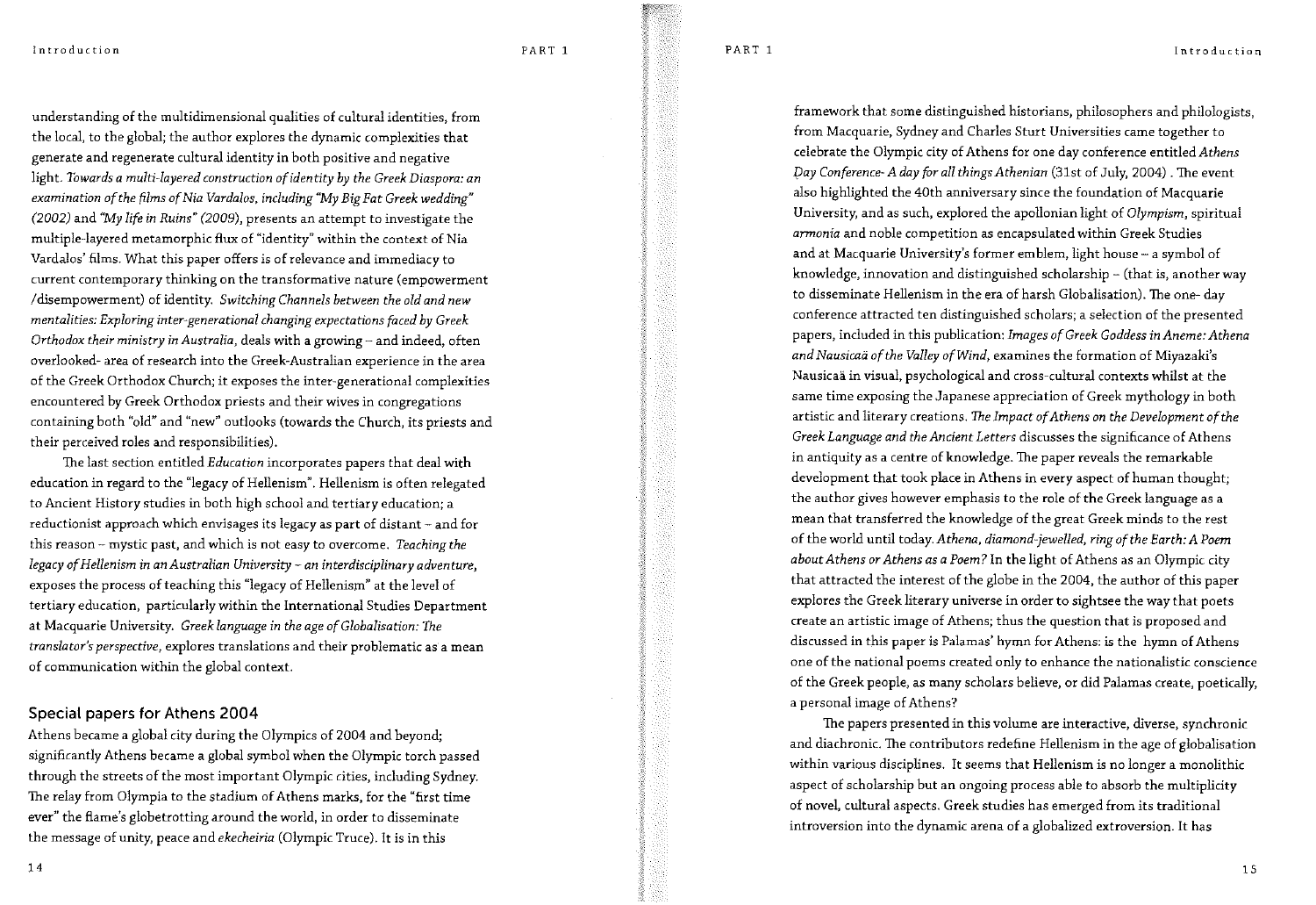understanding of the multidimensional qualities of cultural identities, from the local, to the global; the author explores the dynamic complexities that generate and regenerate cultural identity in both positive and negative light. *Towards a multi-layered construction of identity by the Greek Diaspora: an examination of the films of Nia Vardalos, including "My Big Fat Greek wedding" (2002)* and *"My life in Ruins" (2009)*, presents an attempt to investigate the multiple-layered metamorphic flux of "identity" within the context of Nia Vardalos' films. What this paper offers is of relevance and immediacy to current contemporary thinking on the transformative nature (empowerment /disempowerment) of identity. *Switching Channels between the old and new mentalities: Exploring inter-generational changing expectations faced by Greek Orthodox their ministry in Australia*, deals with a growing – and indeed, often overlooked- area of research into the Greek-Australian experience in the area of the Greek Orthodox Church; it exposes the inter-generational complexities encountered by Greek Orthodox priests and their wives in congregations containing both "old" and "new" outlooks (towards the Church, its priests and their perceived roles and responsibilities).

The last section entitled *Education* incorporates papers that deal with education in regard to the "legacy of Hellenism". Hellenism is often relegated to Ancient History studies in both high school and tertiary education; a reductionist approach which envisages its legacy as part of distant – and for this reason – mystic past, and which is not easy to overcome. *Teaching the legacy of Hellenism in an Australian University – an interdisciplinary adventure*, exposes the process of teaching this "legacy of Hellenism" at the level of tertiary education, particularly within the International Studies Department at Macquarie University. *Greek language in the age of Globalisation: The translator's perspective*, explores translations and their problematic as a mean of communication within the global context.

## Special papers for Athens 2004

Athens became a global city during the Olympics of 2004 and beyond; significantly Athens became a global symbol when the Olympic torch passed through the streets of the most important Olympic cities, including Sydney. The relay from Olympia to the stadium of Athens marks, for the "first time ever" the flame's globetrotting around the world, in order to disseminate the message of unity, peace and *ekecheiria* (Olympic Truce). It is in this framework that some distinguished historians, philosophers and philologists, from Macquarie, Sydney and Charles Sturt Universities came together to celebrate the Olympic city of Athens for one day conference entitled *Athens Day Conference- A day for all things Athenian* (31st of July, 2004) . The event also highlighted the 40th anniversary since the foundation of Macquarie University, and as such, explored the apollonian light of *Olympism*, spiritual *armonia* and noble competition as encapsulated within Greek Studies and at Macquarie University's former emblem, light house – a symbol of knowledge, innovation and distinguished scholarship – (that is, another way to disseminate Hellenism in the era of harsh Globalisation). The one- day conference attracted ten distinguished scholars; a selection of the presented papers, included in this publication: *Images of Greek Goddess in Aneme: Athena and Nausicaä of the Valley of Wind*, examines the formation of Miyazaki's Nausicaä in visual, psychological and cross-cultural contexts whilst at the same time exposing the Japanese appreciation of Greek mythology in both artistic and literary creations. *The Impact of Athens on the Development of the Greek Language and the Ancient Letters* discusses the significance of Athens in antiquity as a centre of knowledge. The paper reveals the remarkable development that took place in Athens in every aspect of human thought; the author gives however emphasis to the role of the Greek language as a mean that transferred the knowledge of the great Greek minds to the rest of the world until today. *Athena, diamond-jewelled, ring of the Earth: A Poem about Athens or Athens as a Poem?* In the light of Athens as an Olympic city that attracted the interest of the globe in the 2004, the author of this paper explores the Greek literary universe in order to sightsee the way that poets create an artistic image of Athens; thus the question that is proposed and discussed in this paper is Palamas' hymn for Athens: is the hymn of Athens one of the national poems created only to enhance the nationalistic conscience of the Greek people, as many scholars believe, or did Palamas create, poetically, a personal image of Athens?

The papers presented in this volume are interactive, diverse, synchronic and diachronic. The contributors redefine Hellenism in the age of globalisation within various disciplines. It seems that Hellenism is no longer a monolithic aspect of scholarship but an ongoing process able to absorb the multiplicity of novel, cultural aspects. Greek studies has emerged from its traditional introversion into the dynamic arena of a globalized extroversion. It has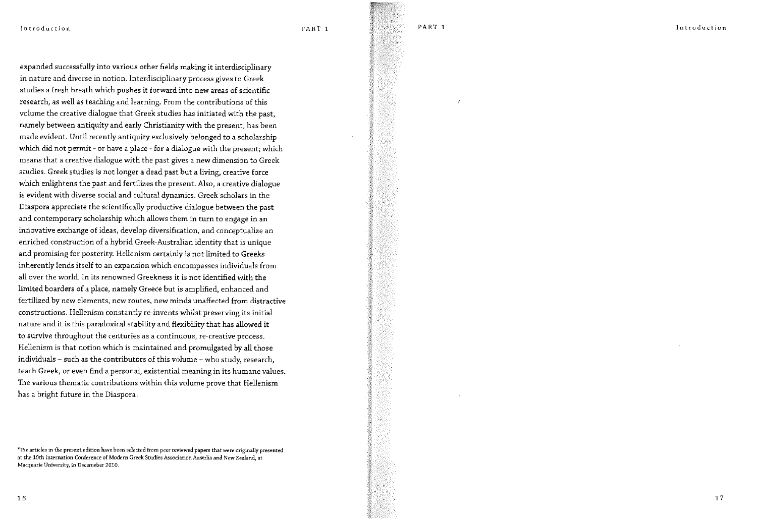expanded successfully into various other fields making it interdisciplinary in nature and diverse in notion. Interdisciplinary process gives to Greek studies a fresh breath which pushes it forward into new areas of scientific research, as well as teaching and learning. From the contributions of this volume the creative dialogue that Greek studies has initiated with the past, namely between antiquity and early Christianity with the present, has been made evident. Until recently antiquity exclusively belonged to a scholarship which did not permit - or have a place - for a dialogue with the present; which means that a creative dialogue with the past gives a new dimension to Greek studies. Greek studies is not longer a dead past but a living, creative force which enlightens the past and fertilizes the present. Also, a creative dialogue is evident with diverse social and cultural dynamics. Greek scholars in the Diaspora appreciate the scientifically productive dialogue between the past and contemporary scholarship which allows them in turn to engage in an innovative exchange of ideas, develop diversification, and conceptualize an enriched construction of a hybrid Greek-Australian identity that is unique and promising for posterity. Hellenism certainly is not limited to Greeks inherently lends itself to an expansion which encompasses individuals from all over the world. In its renowned Greekness it is not identified with the limited boarders of a place, namely Greece but is amplified, enhanced and fertilized by new elements, new routes, new minds unaffected from distractive constructions. Hellenism constantly re-invents whilst preserving its initial nature and it is this paradoxical stability and flexibility that has allowed it to survive throughout the centuries as a continuous, re-creative process. Hellenism is that notion which is maintained and promulgated by all those individuals – such as the contributors of this volume – who study, research, teach Greek, or even find a personal, existential meaning in its humane values. The various thematic contributions within this volume prove that Hellenism has a bright future in the Diaspora.

*The articles in the present edition have been selected from peer reviewed papers that were originally presented at the 10th Internation Conference of Modern Greek Studies Association Austrlia and New Zealand, at Macquarie University, in Decemeber 2010.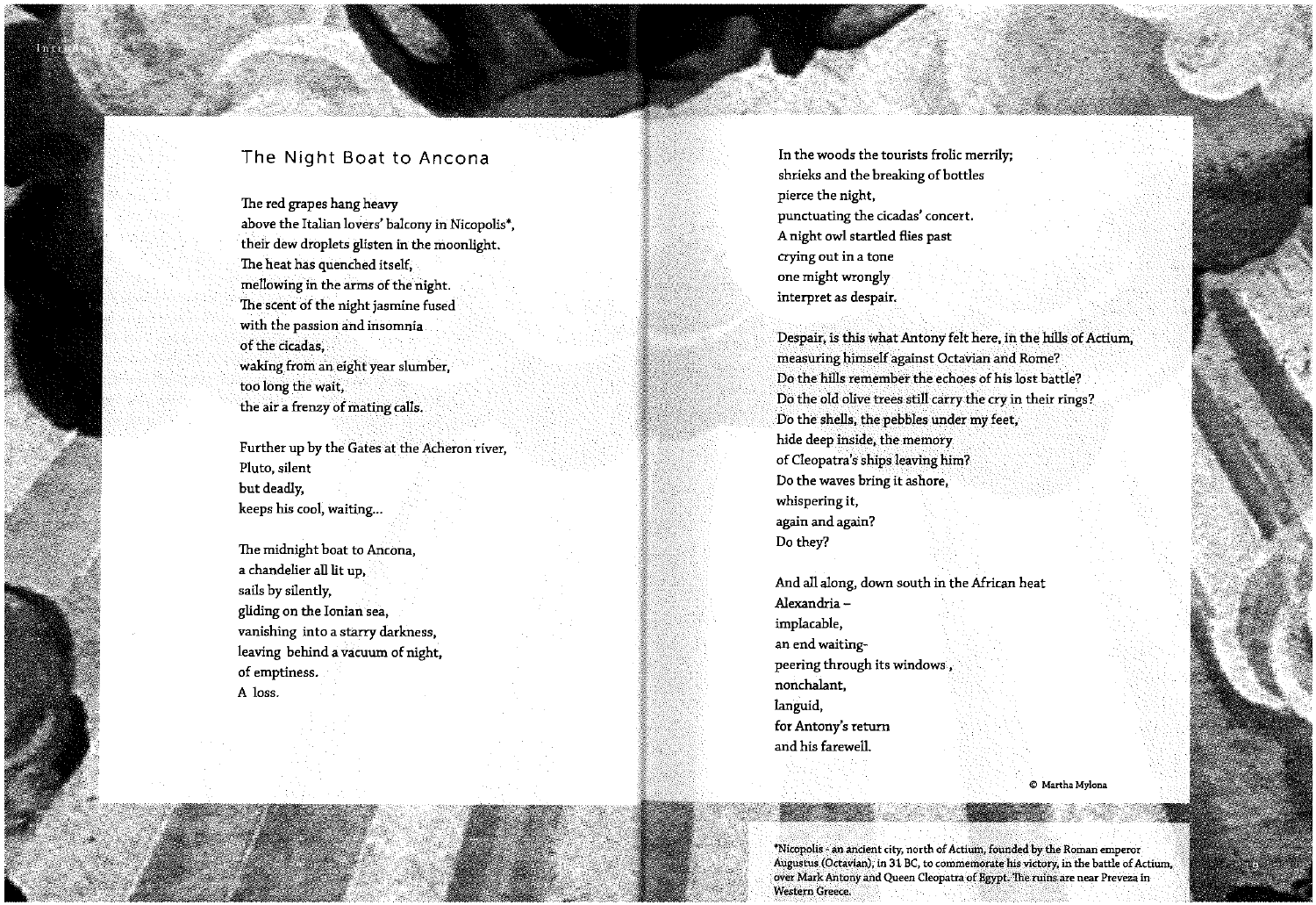## The Night Boat to Ancona

The red grapes hang heavy
above the Italian lovers' balcony in Nicopolis*,
their dew droplets glisten in the moonlight.
The heat has quenched itself,
mellowing in the arms of the night.
The scent of the night jasmine fused
with the passion and insomnia
of the cicadas,
waking from an eight year slumber,
too long the wait,
the air a frenzy of mating calls.

Further up by the Gates at the Acheron river,
Pluto, silent
but deadly,
keeps his cool, waiting...

The midnight boat to Ancona,
a chandelier all lit up,
sails by silently,
gliding on the Ionian sea,
vanishing into a starry darkness,
leaving behind a vacuum of night,
of emptiness.
A loss.

In the woods the tourists frolic merrily;
shrieks and the breaking of bottles
pierce the night,
punctuating the cicadas' concert.
A night owl startled flies past
crying out in a tone
one might wrongly
interpret as despair.

Despair, is this what Antony felt here, in the hills of Actium,
measuring himself against Octavian and Rome?
Do the hills remember the echoes of his lost battle?
Do the old olive trees still carry the cry in their rings?
Do the shells, the pebbles under my feet,
hide deep inside, the memory
of Cleopatra's ships leaving him?
Do the waves bring it ashore,
whispering it,
again and again?
Do they?

And all along, down south in the African heat
Alexandria –
implacable,
an end waiting-
peering through its windows ,
nonchalant,
languid,
for Antony's return
and his farewell.

© Martha Mylona

*Nicopolis - an ancient city, north of Actium, founded by the Roman emperor Augustus (Octavian), in 31 BC, to commemorate his victory, in the battle of Actium, over Mark Antony and Queen Cleopatra of Egypt. The ruins are near Preveza in Western Greece.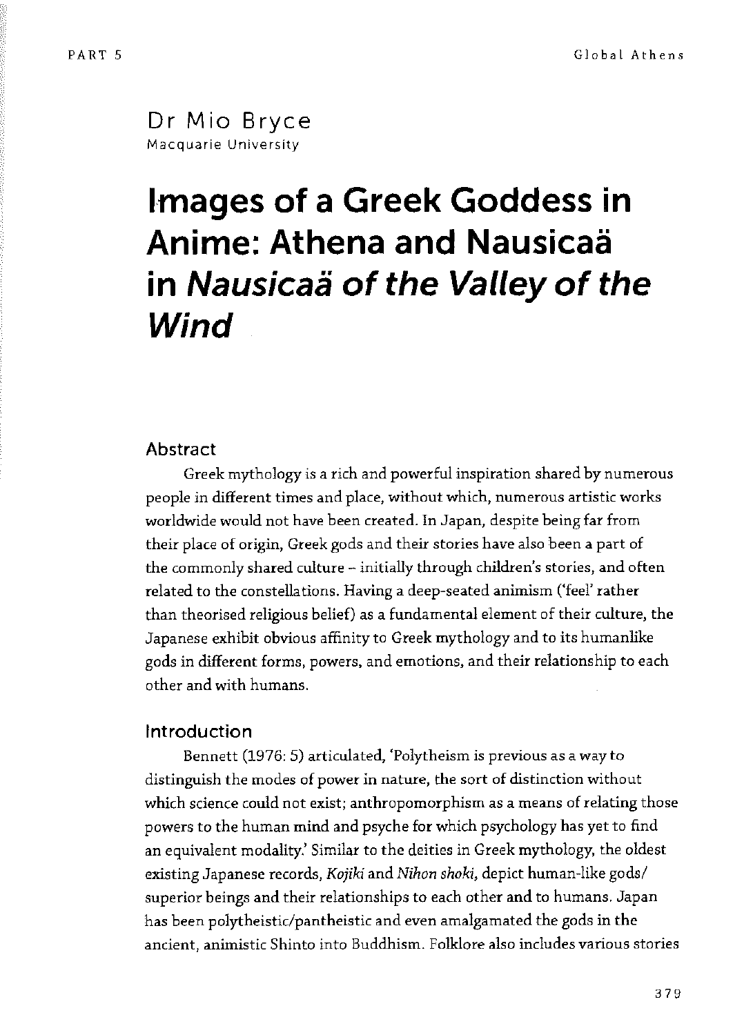# Dr Mio Bryce

Macquarie University

# Images of a Greek Goddess in Anime: Athena and Nausicaä in *Nausicaä of the Valley of the Wind*

## Abstract

Greek mythology is a rich and powerful inspiration shared by numerous people in different times and place, without which, numerous artistic works worldwide would not have been created. In Japan, despite being far from their place of origin, Greek gods and their stories have also been a part of the commonly shared culture – initially through children's stories, and often related to the constellations. Having a deep-seated animism ('feel' rather than theorised religious belief) as a fundamental element of their culture, the Japanese exhibit obvious affinity to Greek mythology and to its humanlike gods in different forms, powers, and emotions, and their relationship to each other and with humans.

## Introduction

Bennett (1976: 5) articulated, 'Polytheism is previous as a way to distinguish the modes of power in nature, the sort of distinction without which science could not exist; anthropomorphism as a means of relating those powers to the human mind and psyche for which psychology has yet to find an equivalent modality.' Similar to the deities in Greek mythology, the oldest existing Japanese records, *Kojiki* and *Nihon shoki*, depict human-like gods/ superior beings and their relationships to each other and to humans. Japan has been polytheistic/pantheistic and even amalgamated the gods in the ancient, animistic Shinto into Buddhism. Folklore also includes various stories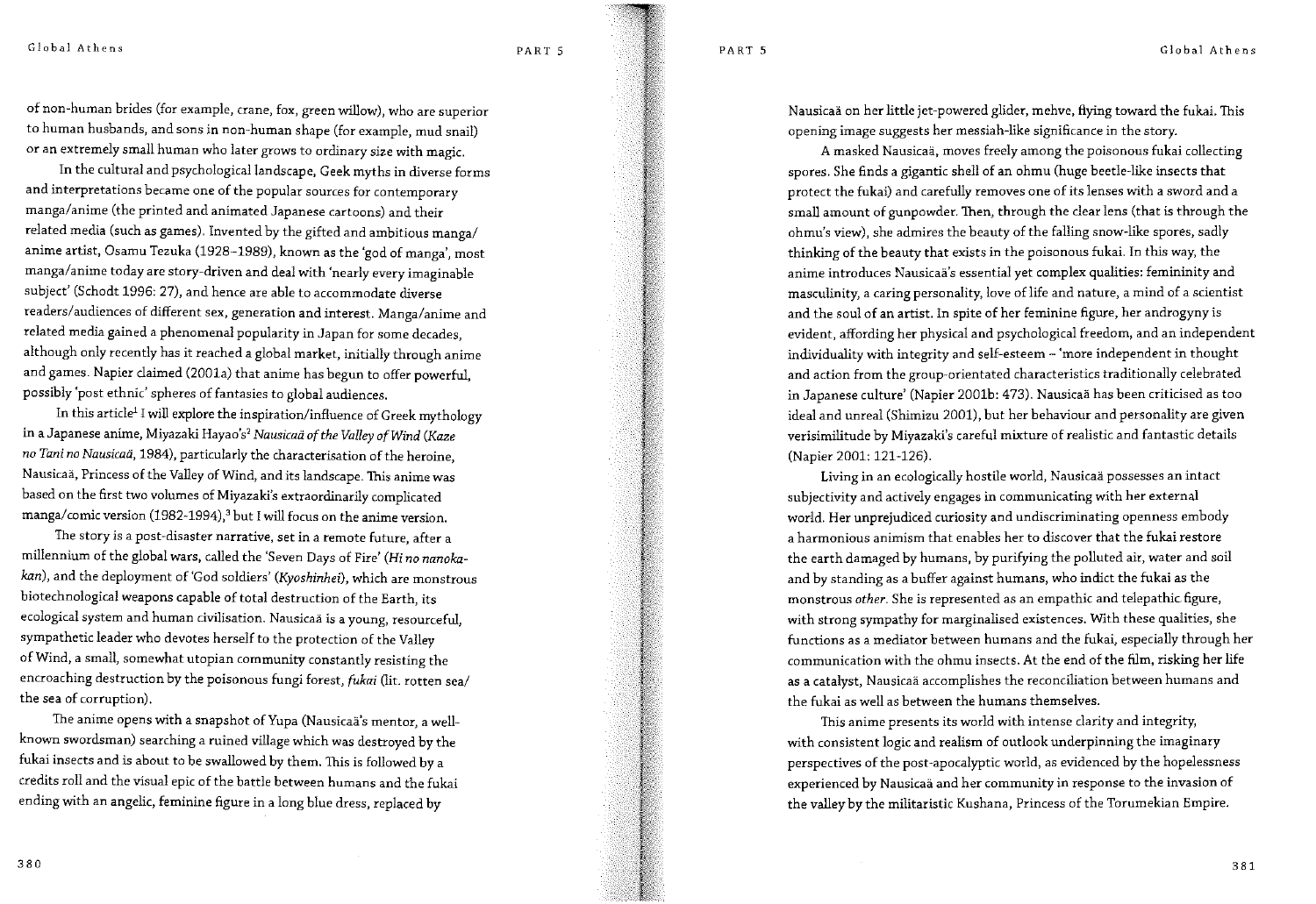of non-human brides (for example, crane, fox, green willow), who are superior to human husbands, and sons in non-human shape (for example, mud snail) or an extremely small human who later grows to ordinary size with magic.

In the cultural and psychological landscape, Geek myths in diverse forms and interpretations became one of the popular sources for contemporary manga/anime (the printed and animated Japanese cartoons) and their related media (such as games). Invented by the gifted and ambitious manga/anime artist, Osamu Tezuka (1928–1989), known as the 'god of manga', most manga/anime today are story-driven and deal with 'nearly every imaginable subject' (Schodt 1996: 27), and hence are able to accommodate diverse readers/audiences of different sex, generation and interest. Manga/anime and related media gained a phenomenal popularity in Japan for some decades, although only recently has it reached a global market, initially through anime and games. Napier claimed (2001a) that anime has begun to offer powerful, possibly 'post ethnic' spheres of fantasies to global audiences.

In this article[1] I will explore the inspiration/influence of Greek mythology in a Japanese anime, Miyazaki Hayao's[2] *Nausicaä of the Valley of Wind* (*Kaze no Tani no Nausicaä*, 1984), particularly the characterisation of the heroine, Nausicaä, Princess of the Valley of Wind, and its landscape. This anime was based on the first two volumes of Miyazaki's extraordinarily complicated manga/comic version (1982-1994),[3] but I will focus on the anime version.

The story is a post-disaster narrative, set in a remote future, after a millennium of the global wars, called the 'Seven Days of Fire' (*Hi no nanoka-kan*), and the deployment of 'God soldiers' (*Kyoshinhei*), which are monstrous biotechnological weapons capable of total destruction of the Earth, its ecological system and human civilisation. Nausicaä is a young, resourceful, sympathetic leader who devotes herself to the protection of the Valley of Wind, a small, somewhat utopian community constantly resisting the encroaching destruction by the poisonous fungi forest, *fukai* (lit. rotten sea/the sea of corruption).

The anime opens with a snapshot of Yupa (Nausicaä's mentor, a well-known swordsman) searching a ruined village which was destroyed by the fukai insects and is about to be swallowed by them. This is followed by a credits roll and the visual epic of the battle between humans and the fukai ending with an angelic, feminine figure in a long blue dress, replaced by Nausicaä on her little jet-powered glider, mehve, flying toward the fukai. This opening image suggests her messiah-like significance in the story.

A masked Nausicaä, moves freely among the poisonous fukai collecting spores. She finds a gigantic shell of an ohmu (huge beetle-like insects that protect the fukai) and carefully removes one of its lenses with a sword and a small amount of gunpowder. Then, through the clear lens (that is through the ohmu's view), she admires the beauty of the falling snow-like spores, sadly thinking of the beauty that exists in the poisonous fukai. In this way, the anime introduces Nausicaä's essential yet complex qualities: femininity and masculinity, a caring personality, love of life and nature, a mind of a scientist and the soul of an artist. In spite of her feminine figure, her androgyny is evident, affording her physical and psychological freedom, and an independent individuality with integrity and self-esteem – 'more independent in thought and action from the group-orientated characteristics traditionally celebrated in Japanese culture' (Napier 2001b: 473). Nausicaä has been criticised as too ideal and unreal (Shimizu 2001), but her behaviour and personality are given verisimilitude by Miyazaki's careful mixture of realistic and fantastic details (Napier 2001: 121-126).

Living in an ecologically hostile world, Nausicaä possesses an intact subjectivity and actively engages in communicating with her external world. Her unprejudiced curiosity and undiscriminating openness embody a harmonious animism that enables her to discover that the fukai restore the earth damaged by humans, by purifying the polluted air, water and soil and by standing as a buffer against humans, who indict the fukai as the monstrous *other*. She is represented as an empathic and telepathic figure, with strong sympathy for marginalised existences. With these qualities, she functions as a mediator between humans and the fukai, especially through her communication with the ohmu insects. At the end of the film, risking her life as a catalyst, Nausicaä accomplishes the reconciliation between humans and the fukai as well as between the humans themselves.

This anime presents its world with intense clarity and integrity, with consistent logic and realism of outlook underpinning the imaginary perspectives of the post-apocalyptic world, as evidenced by the hopelessness experienced by Nausicaä and her community in response to the invasion of the valley by the militaristic Kushana, Princess of the Torumekian Empire.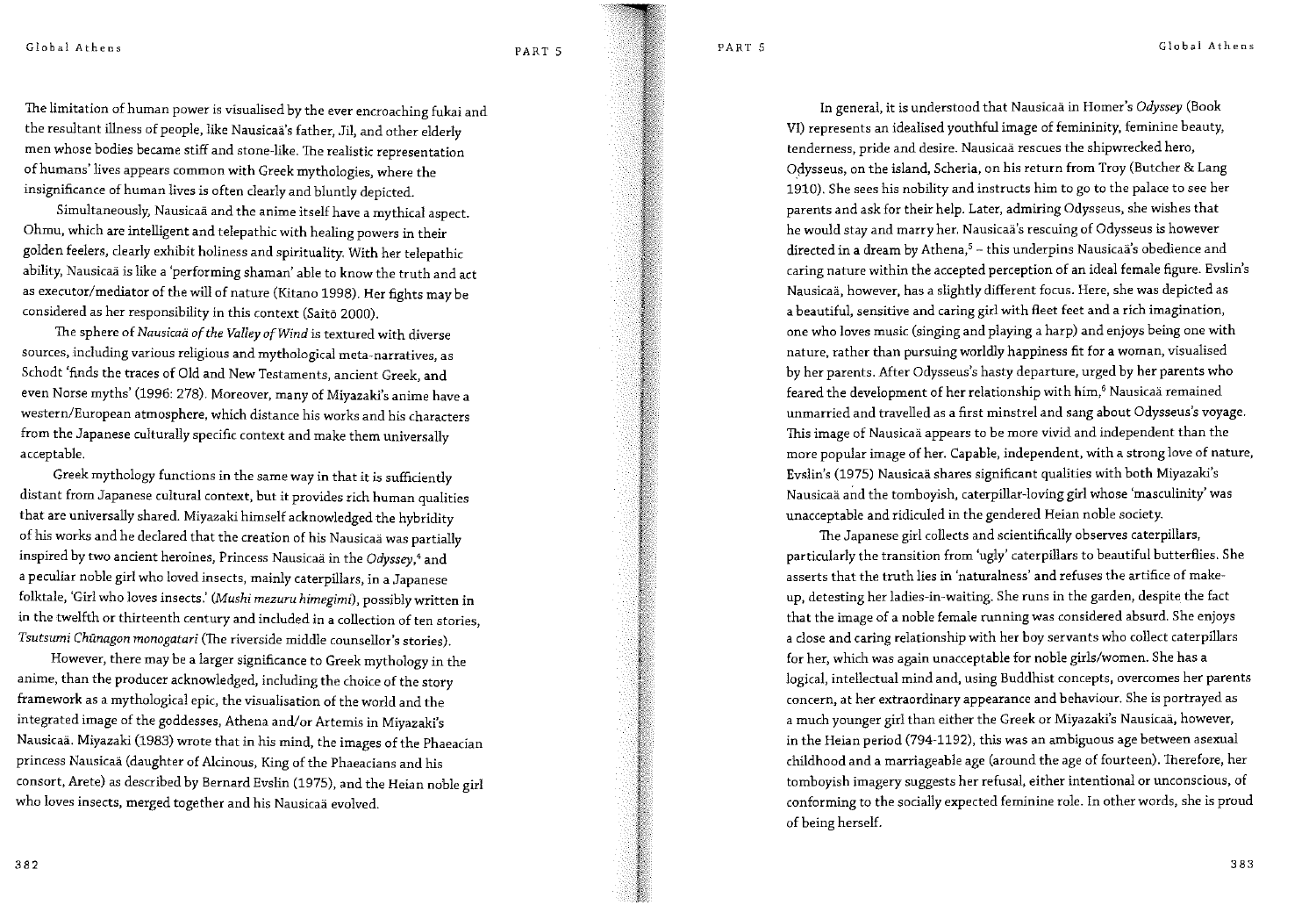The limitation of human power is visualised by the ever encroaching fukai and the resultant illness of people, like Nausicaä's father, Jil, and other elderly men whose bodies became stiff and stone-like. The realistic representation of humans' lives appears common with Greek mythologies, where the insignificance of human lives is often clearly and bluntly depicted.

Simultaneously, Nausicaä and the anime itself have a mythical aspect. Ohmu, which are intelligent and telepathic with healing powers in their golden feelers, clearly exhibit holiness and spirituality. With her telepathic ability, Nausicaä is like a 'performing shaman' able to know the truth and act as executor/mediator of the will of nature (Kitano 1998). Her fights may be considered as her responsibility in this context (Saitō 2000).

The sphere of *Nausicaä of the Valley of Wind* is textured with diverse sources, including various religious and mythological meta-narratives, as Schodt 'finds the traces of Old and New Testaments, ancient Greek, and even Norse myths' (1996: 278). Moreover, many of Miyazaki's anime have a western/European atmosphere, which distance his works and his characters from the Japanese culturally specific context and make them universally acceptable.

Greek mythology functions in the same way in that it is sufficiently distant from Japanese cultural context, but it provides rich human qualities that are universally shared. Miyazaki himself acknowledged the hybridity of his works and he declared that the creation of his Nausicaä was partially inspired by two ancient heroines, Princess Nausicaä in the *Odyssey*,[4] and a peculiar noble girl who loved insects, mainly caterpillars, in a Japanese folktale, 'Girl who loves insects.' (*Mushi mezuru himegimi*), possibly written in in the twelfth or thirteenth century and included in a collection of ten stories, *Tsutsumi Chūnagon monogatari* (The riverside middle counsellor's stories).

However, there may be a larger significance to Greek mythology in the anime, than the producer acknowledged, including the choice of the story framework as a mythological epic, the visualisation of the world and the integrated image of the goddesses, Athena and/or Artemis in Miyazaki's Nausicaä. Miyazaki (1983) wrote that in his mind, the images of the Phaeacian princess Nausicaä (daughter of Alcinous, King of the Phaeacians and his consort, Arete) as described by Bernard Evslin (1975), and the Heian noble girl who loves insects, merged together and his Nausicaä evolved.

In general, it is understood that Nausicaä in Homer's *Odyssey* (Book VI) represents an idealised youthful image of femininity, feminine beauty, tenderness, pride and desire. Nausicaä rescues the shipwrecked hero, Odysseus, on the island, Scheria, on his return from Troy (Butcher & Lang 1910). She sees his nobility and instructs him to go to the palace to see her parents and ask for their help. Later, admiring Odysseus, she wishes that he would stay and marry her. Nausicaä's rescuing of Odysseus is however directed in a dream by Athena,[5] – this underpins Nausicaä's obedience and caring nature within the accepted perception of an ideal female figure. Evslin's Nausicaä, however, has a slightly different focus. Here, she was depicted as a beautiful, sensitive and caring girl with fleet feet and a rich imagination, one who loves music (singing and playing a harp) and enjoys being one with nature, rather than pursuing worldly happiness fit for a woman, visualised by her parents. After Odysseus's hasty departure, urged by her parents who feared the development of her relationship with him,[6] Nausicaä remained unmarried and travelled as a first minstrel and sang about Odysseus's voyage. This image of Nausicaä appears to be more vivid and independent than the more popular image of her. Capable, independent, with a strong love of nature, Evslin's (1975) Nausicaä shares significant qualities with both Miyazaki's Nausicaä and the tomboyish, caterpillar-loving girl whose 'masculinity' was unacceptable and ridiculed in the gendered Heian noble society.

The Japanese girl collects and scientifically observes caterpillars, particularly the transition from 'ugly' caterpillars to beautiful butterflies. She asserts that the truth lies in 'naturalness' and refuses the artifice of make-up, detesting her ladies-in-waiting. She runs in the garden, despite the fact that the image of a noble female running was considered absurd. She enjoys a close and caring relationship with her boy servants who collect caterpillars for her, which was again unacceptable for noble girls/women. She has a logical, intellectual mind and, using Buddhist concepts, overcomes her parents concern, at her extraordinary appearance and behaviour. She is portrayed as a much younger girl than either the Greek or Miyazaki's Nausicaä, however, in the Heian period (794-1192), this was an ambiguous age between asexual childhood and a marriageable age (around the age of fourteen). Therefore, her tomboyish imagery suggests her refusal, either intentional or unconscious, of conforming to the socially expected feminine role. In other words, she is proud of being herself.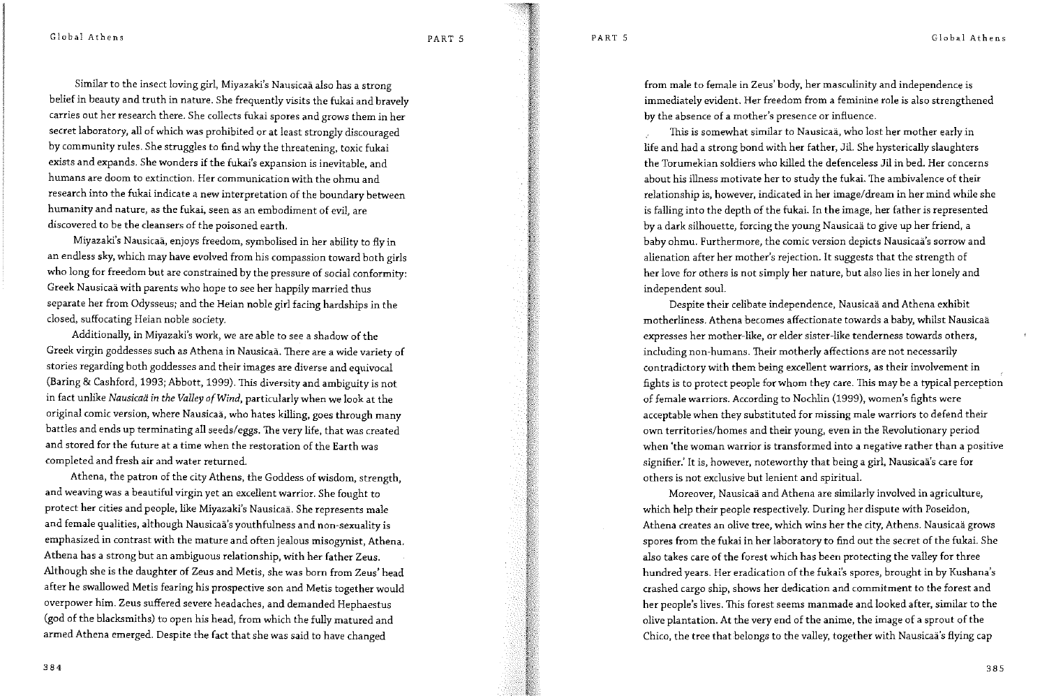Similar to the insect loving girl, Miyazaki's Nausicaä also has a strong belief in beauty and truth in nature. She frequently visits the fukai and bravely carries out her research there. She collects fukai spores and grows them in her secret laboratory, all of which was prohibited or at least strongly discouraged by community rules. She struggles to find why the threatening, toxic fukai exists and expands. She wonders if the fukai's expansion is inevitable, and humans are doom to extinction. Her communication with the ohmu and research into the fukai indicate a new interpretation of the boundary between humanity and nature, as the fukai, seen as an embodiment of evil, are discovered to be the cleansers of the poisoned earth.

Miyazaki's Nausicaä, enjoys freedom, symbolised in her ability to fly in an endless sky, which may have evolved from his compassion toward both girls who long for freedom but are constrained by the pressure of social conformity: Greek Nausicaä with parents who hope to see her happily married thus separate her from Odysseus; and the Heian noble girl facing hardships in the closed, suffocating Heian noble society.

Additionally, in Miyazaki's work, we are able to see a shadow of the Greek virgin goddesses such as Athena in Nausicaä. There are a wide variety of stories regarding both goddesses and their images are diverse and equivocal (Baring & Cashford, 1993; Abbott, 1999). This diversity and ambiguity is not in fact unlike *Nausicaä in the Valley of Wind*, particularly when we look at the original comic version, where Nausicaä, who hates killing, goes through many battles and ends up terminating all seeds/eggs. The very life, that was created and stored for the future at a time when the restoration of the Earth was completed and fresh air and water returned.

Athena, the patron of the city Athens, the Goddess of wisdom, strength, and weaving was a beautiful virgin yet an excellent warrior. She fought to protect her cities and people, like Miyazaki's Nausicaä. She represents male and female qualities, although Nausicaä's youthfulness and non-sexuality is emphasized in contrast with the mature and often jealous misogynist, Athena. Athena has a strong but an ambiguous relationship, with her father Zeus. Although she is the daughter of Zeus and Metis, she was born from Zeus' head after he swallowed Metis fearing his prospective son and Metis together would overpower him. Zeus suffered severe headaches, and demanded Hephaestus (god of the blacksmiths) to open his head, from which the fully matured and armed Athena emerged. Despite the fact that she was said to have changed from male to female in Zeus' body, her masculinity and independence is immediately evident. Her freedom from a feminine role is also strengthened by the absence of a mother's presence or influence.

This is somewhat similar to Nausicaä, who lost her mother early in life and had a strong bond with her father, Jil. She hysterically slaughters the Torumekian soldiers who killed the defenceless Jil in bed. Her concerns about his illness motivate her to study the fukai. The ambivalence of their relationship is, however, indicated in her image/dream in her mind while she is falling into the depth of the fukai. In the image, her father is represented by a dark silhouette, forcing the young Nausicaä to give up her friend, a baby ohmu. Furthermore, the comic version depicts Nausicaä's sorrow and alienation after her mother's rejection. It suggests that the strength of her love for others is not simply her nature, but also lies in her lonely and independent soul.

Despite their celibate independence, Nausicaä and Athena exhibit motherliness. Athena becomes affectionate towards a baby, whilst Nausicaä expresses her mother-like, or elder sister-like tenderness towards others, including non-humans. Their motherly affections are not necessarily contradictory with them being excellent warriors, as their involvement in fights is to protect people for whom they care. This may be a typical perception of female warriors. According to Nochlin (1999), women's fights were acceptable when they substituted for missing male warriors to defend their own territories/homes and their young, even in the Revolutionary period when 'the woman warrior is transformed into a negative rather than a positive signifier.' It is, however, noteworthy that being a girl, Nausicaä's care for others is not exclusive but lenient and spiritual.

Moreover, Nausicaä and Athena are similarly involved in agriculture, which help their people respectively. During her dispute with Poseidon, Athena creates an olive tree, which wins her the city, Athens. Nausicaä grows spores from the fukai in her laboratory to find out the secret of the fukai. She also takes care of the forest which has been protecting the valley for three hundred years. Her eradication of the fukai's spores, brought in by Kushana's crashed cargo ship, shows her dedication and commitment to the forest and her people's lives. This forest seems manmade and looked after, similar to the olive plantation. At the very end of the anime, the image of a sprout of the Chico, the tree that belongs to the valley, together with Nausicaä's flying cap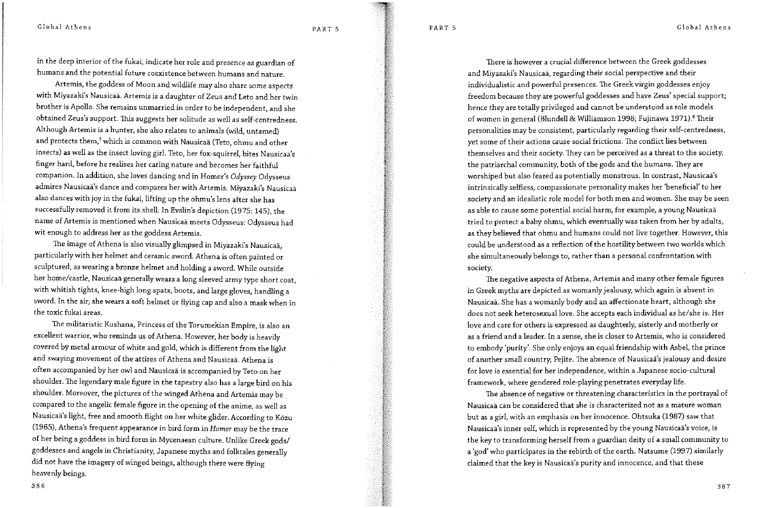in the deep interior of the fukai, indicate her role and presence as guardian of humans and the potential future coexistence between humans and nature.

Artemis, the goddess of Moon and wildlife may also share some aspects with Miyazaki's Nausicaä. Artemis is a daughter of Zeus and Leto and her twin brother is Apollo. She remains unmarried in order to be independent, and she obtained Zeus's support. This suggests her solitude as well as self-centredness. Although Artemis is a hunter, she also relates to animals (wild, untamed) and protects them,[7] which is common with Nausicaä (Teto, ohmu and other insects) as well as the insect loving girl. Teto, her fox-squirrel, bites Nausicaä's finger hard, before he realises her caring nature and becomes her faithful companion. In addition, she loves dancing and in Homer's *Odyssey* Odysseus admires Nausicaä's dance and compares her with Artemis. Miyazaki's Nausicaä also dances with joy in the fukai, lifting up the ohmu's lens after she has successfully removed it from its shell. In Evslin's depiction (1975: 145), the name of Artemis is mentioned when Nausicaä meets Odysseus: Odysseus had wit enough to address her as the goddess Artemis.

The image of Athena is also visually glimpsed in Miyazaki's Nausicaä, particularly with her helmet and ceramic sword. Athena is often painted or sculptured, as wearing a bronze helmet and holding a sword. While outside her home/castle, Nausicaä generally wears a long sleeved army type short coat, with whitish tights, knee-high long spats, boots, and large gloves, handling a sword. In the air, she wears a soft helmet or flying cap and also a mask when in the toxic fukai areas.

The militaristic Kushana, Princess of the Torumekian Empire, is also an excellent warrior, who reminds us of Athena. However, her body is heavily covered by metal armour of white and gold, which is different from the light and swaying movement of the attires of Athena and Nausicaä. Athena is often accompanied by her owl and Nausicaä is accompanied by Teto on her shoulder. The legendary male figure in the tapestry also has a large bird on his shoulder. Moreover, the pictures of the winged Athena and Artemis may be compared to the angelic female figure in the opening of the anime, as well as Nausicaä's light, free and smooth flight on her white glider. According to Kōzu (1965), Athena's frequent appearance in bird form in *Homer* may be the trace of her being a goddess in bird form in Mycenaean culture. Unlike Greek gods/goddesses and angels in Christianity, Japanese myths and folktales generally did not have the imagery of winged beings, although there were flying heavenly beings.

There is however a crucial difference between the Greek goddesses and Miyazaki's Nausicaä, regarding their social perspective and their individualistic and powerful presences. The Greek virgin goddesses enjoy freedom because they are powerful goddesses and have Zeus' special support; hence they are totally privileged and cannot be understood as role models of women in general (Blundell & Williamson 1998; Fujinawa 1971).[8] Their personalities may be consistent, particularly regarding their self-centredness, yet some of their actions cause social frictions. The conflict lies between themselves and their society. They can be perceived as a threat to the society, the patriarchal community, both of the gods and the humans. They are worshiped but also feared as potentially monstrous. In contrast, Nausicaä's intrinsically selfless, compassionate personality makes her 'beneficial' to her society and an idealistic role model for both men and women. She may be seen as able to cause some potential social harm, for example, a young Nausicaä tried to protect a baby ohmu, which eventually was taken from her by adults, as they believed that ohmu and humans could not live together. However, this could be understood as a reflection of the hostility between two worlds which she simultaneously belongs to, rather than a personal confrontation with society.

The negative aspects of Athena, Artemis and many other female figures in Greek myths are depicted as womanly jealousy, which again is absent in Nausicaä. She has a womanly body and an affectionate heart, although she does not seek heterosexual love. She accepts each individual as he/she is. Her love and care for others is expressed as daughterly, sisterly and motherly or as a friend and a leader. In a sense, she is closer to Artemis, who is considered to embody 'purity'. She only enjoys an equal friendship with Asbel, the prince of another small country, Pejite. The absence of Nausicaä's jealousy and desire for love is essential for her independence, within a Japanese socio-cultural framework, where gendered role-playing penetrates everyday life.

The absence of negative or threatening characteristics in the portrayal of Nausicaä can be considered that she is characterized not as a mature woman but as a girl, with an emphasis on her innocence. Ohtsuka (1987) saw that Nausicaä's inner self, which is represented by the young Nausicaä's voice, is the key to transforming herself from a guardian deity of a small community to a 'god' who participates in the rebirth of the earth. Natsume (1997) similarly claimed that the key is Nausicaä's purity and innocence, and that these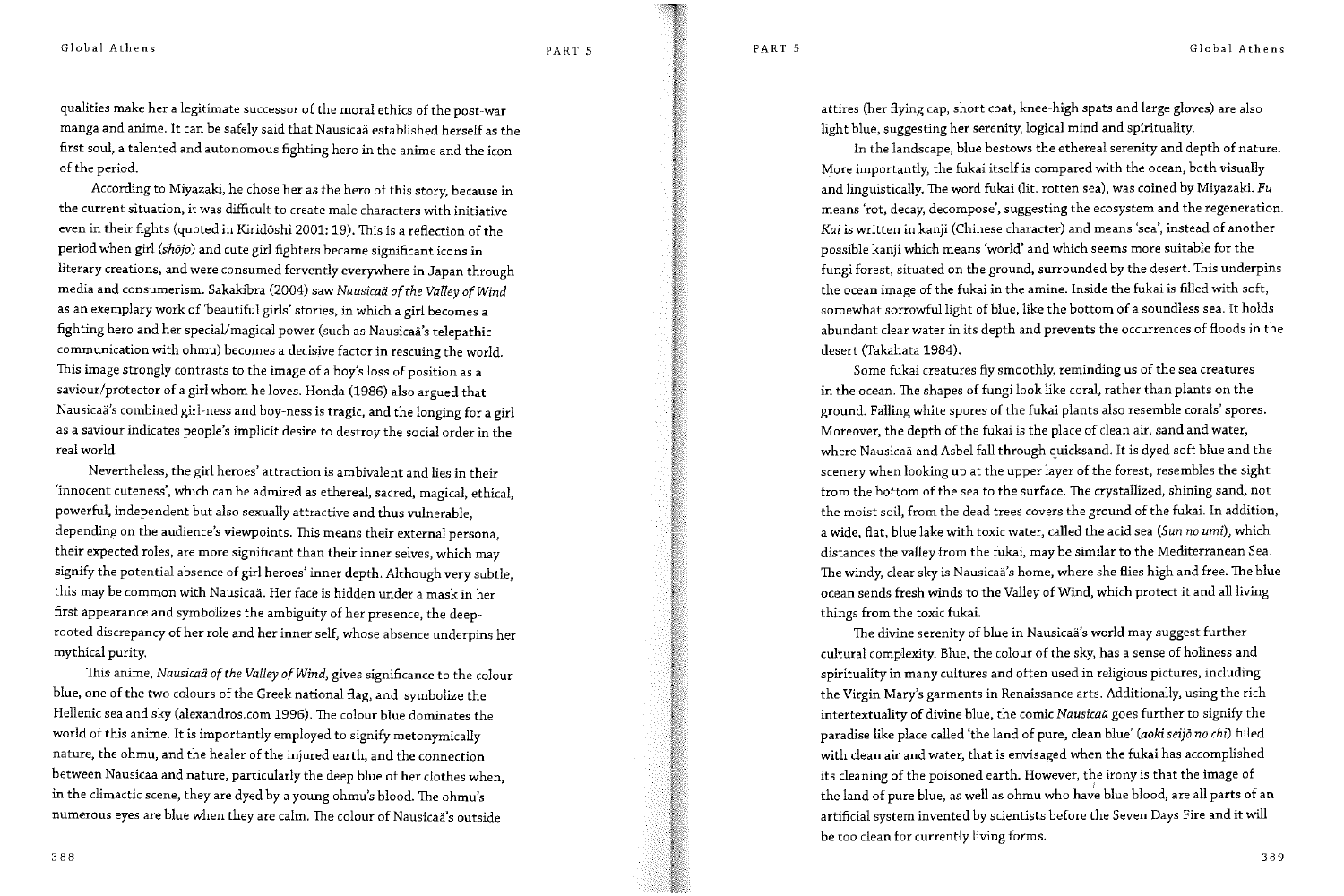qualities make her a legitimate successor of the moral ethics of the post-war manga and anime. It can be safely said that Nausicaä established herself as the first soul, a talented and autonomous fighting hero in the anime and the icon of the period.

According to Miyazaki, he chose her as the hero of this story, because in the current situation, it was difficult to create male characters with initiative even in their fights (quoted in Kiridōshi 2001: 19). This is a reflection of the period when girl (*shōjo*) and cute girl fighters became significant icons in literary creations, and were consumed fervently everywhere in Japan through media and consumerism. Sakakibra (2004) saw *Nausicaä of the Valley of Wind* as an exemplary work of 'beautiful girls' stories, in which a girl becomes a fighting hero and her special/magical power (such as Nausicaä's telepathic communication with ohmu) becomes a decisive factor in rescuing the world. This image strongly contrasts to the image of a boy's loss of position as a saviour/protector of a girl whom he loves. Honda (1986) also argued that Nausicaä's combined girl-ness and boy-ness is tragic, and the longing for a girl as a saviour indicates people's implicit desire to destroy the social order in the real world.

Nevertheless, the girl heroes' attraction is ambivalent and lies in their 'innocent cuteness', which can be admired as ethereal, sacred, magical, ethical, powerful, independent but also sexually attractive and thus vulnerable, depending on the audience's viewpoints. This means their external persona, their expected roles, are more significant than their inner selves, which may signify the potential absence of girl heroes' inner depth. Although very subtle, this may be common with Nausicaä. Her face is hidden under a mask in her first appearance and symbolizes the ambiguity of her presence, the deep-rooted discrepancy of her role and her inner self, whose absence underpins her mythical purity.

This anime, *Nausicaä of the Valley of Wind*, gives significance to the colour blue, one of the two colours of the Greek national flag, and symbolize the Hellenic sea and sky (alexandros.com 1996). The colour blue dominates the world of this anime. It is importantly employed to signify metonymically nature, the ohmu, and the healer of the injured earth, and the connection between Nausicaä and nature, particularly the deep blue of her clothes when, in the climactic scene, they are dyed by a young ohmu's blood. The ohmu's numerous eyes are blue when they are calm. The colour of Nausicaä's outside attires (her flying cap, short coat, knee-high spats and large gloves) are also light blue, suggesting her serenity, logical mind and spirituality.

In the landscape, blue bestows the ethereal serenity and depth of nature. More importantly, the fukai itself is compared with the ocean, both visually and linguistically. The word fukai (lit. rotten sea), was coined by Miyazaki. *Fu* means 'rot, decay, decompose', suggesting the ecosystem and the regeneration. *Kai* is written in kanji (Chinese character) and means 'sea', instead of another possible kanji which means 'world' and which seems more suitable for the fungi forest, situated on the ground, surrounded by the desert. This underpins the ocean image of the fukai in the amine. Inside the fukai is filled with soft, somewhat sorrowful light of blue, like the bottom of a soundless sea. It holds abundant clear water in its depth and prevents the occurrences of floods in the desert (Takahata 1984).

Some fukai creatures fly smoothly, reminding us of the sea creatures in the ocean. The shapes of fungi look like coral, rather than plants on the ground. Falling white spores of the fukai plants also resemble corals' spores. Moreover, the depth of the fukai is the place of clean air, sand and water, where Nausicaä and Asbel fall through quicksand. It is dyed soft blue and the scenery when looking up at the upper layer of the forest, resembles the sight from the bottom of the sea to the surface. The crystallized, shining sand, not the moist soil, from the dead trees covers the ground of the fukai. In addition, a wide, flat, blue lake with toxic water, called the acid sea (*Sun no umi*), which distances the valley from the fukai, may be similar to the Mediterranean Sea. The windy, clear sky is Nausicaä's home, where she flies high and free. The blue ocean sends fresh winds to the Valley of Wind, which protect it and all living things from the toxic fukai.

The divine serenity of blue in Nausicaä's world may suggest further cultural complexity. Blue, the colour of the sky, has a sense of holiness and spirituality in many cultures and often used in religious pictures, including the Virgin Mary's garments in Renaissance arts. Additionally, using the rich intertextuality of divine blue, the comic *Nausicaä* goes further to signify the paradise like place called 'the land of pure, clean blue' (*aoki seijō no chi*) filled with clean air and water, that is envisaged when the fukai has accomplished its cleaning of the poisoned earth. However, the irony is that the image of the land of pure blue, as well as ohmu who have blue blood, are all parts of an artificial system invented by scientists before the Seven Days Fire and it will be too clean for currently living forms.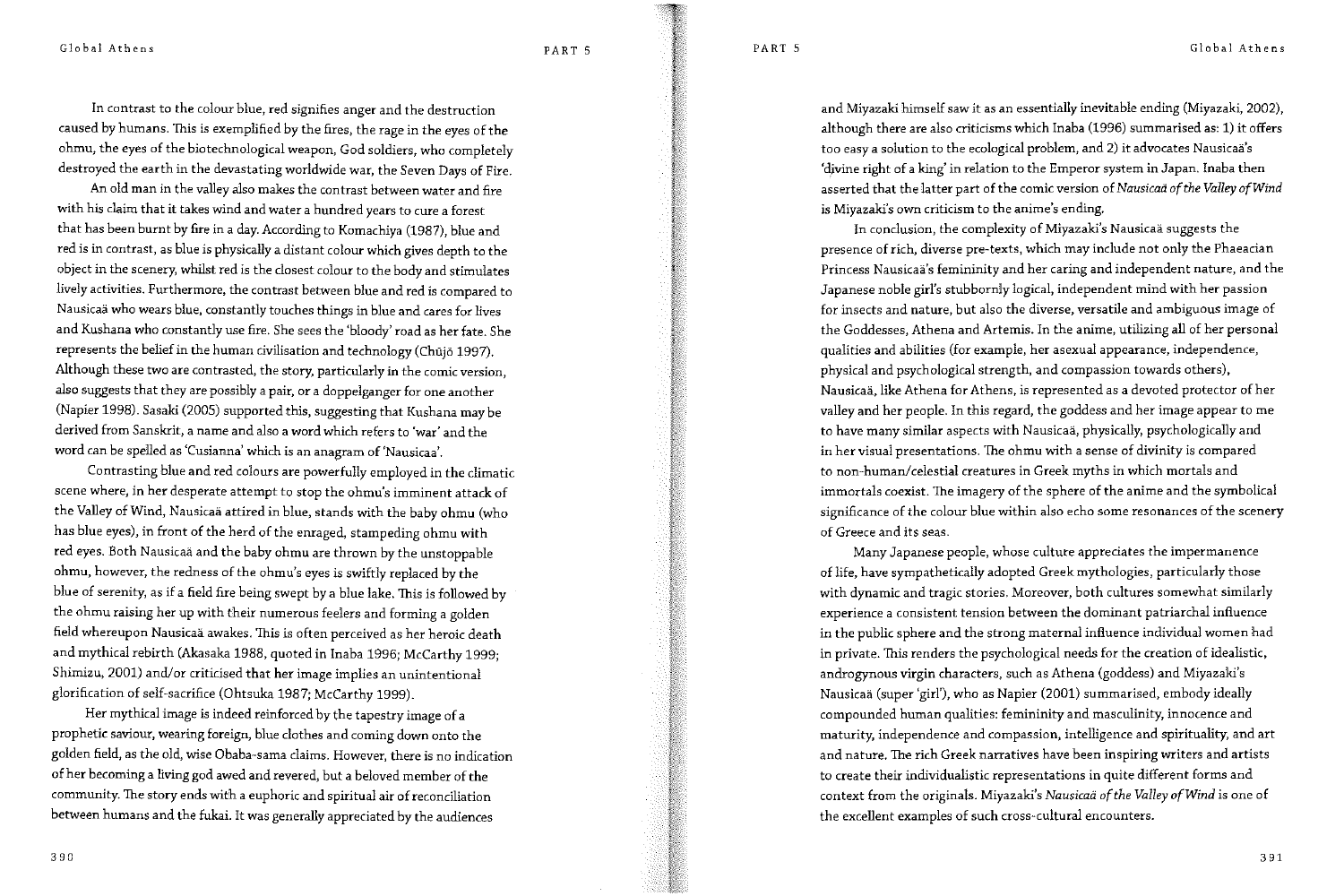In contrast to the colour blue, red signifies anger and the destruction caused by humans. This is exemplified by the fires, the rage in the eyes of the ohmu, the eyes of the biotechnological weapon, God soldiers, who completely destroyed the earth in the devastating worldwide war, the Seven Days of Fire.

An old man in the valley also makes the contrast between water and fire with his claim that it takes wind and water a hundred years to cure a forest that has been burnt by fire in a day. According to Komachiya (1987), blue and red is in contrast, as blue is physically a distant colour which gives depth to the object in the scenery, whilst red is the closest colour to the body and stimulates lively activities. Furthermore, the contrast between blue and red is compared to Nausicaä who wears blue, constantly touches things in blue and cares for lives and Kushana who constantly use fire. She sees the 'bloody' road as her fate. She represents the belief in the human civilisation and technology (Chūjō 1997). Although these two are contrasted, the story, particularly in the comic version, also suggests that they are possibly a pair, or a doppelganger for one another (Napier 1998). Sasaki (2005) supported this, suggesting that Kushana may be derived from Sanskrit, a name and also a word which refers to 'war' and the word can be spelled as 'Cusianna' which is an anagram of 'Nausicaa'.

Contrasting blue and red colours are powerfully employed in the climatic scene where, in her desperate attempt to stop the ohmu's imminent attack of the Valley of Wind, Nausicaä attired in blue, stands with the baby ohmu (who has blue eyes), in front of the herd of the enraged, stampeding ohmu with red eyes. Both Nausicaä and the baby ohmu are thrown by the unstoppable ohmu, however, the redness of the ohmu's eyes is swiftly replaced by the blue of serenity, as if a field fire being swept by a blue lake. This is followed by the ohmu raising her up with their numerous feelers and forming a golden field whereupon Nausicaä awakes. This is often perceived as her heroic death and mythical rebirth (Akasaka 1988, quoted in Inaba 1996; McCarthy 1999; Shimizu, 2001) and/or criticised that her image implies an unintentional glorification of self-sacrifice (Ohtsuka 1987; McCarthy 1999).

Her mythical image is indeed reinforced by the tapestry image of a prophetic saviour, wearing foreign, blue clothes and coming down onto the golden field, as the old, wise Obaba-sama claims. However, there is no indication of her becoming a living god awed and revered, but a beloved member of the community. The story ends with a euphoric and spiritual air of reconciliation between humans and the fukai. It was generally appreciated by the audiences and Miyazaki himself saw it as an essentially inevitable ending (Miyazaki, 2002), although there are also criticisms which Inaba (1996) summarised as: 1) it offers too easy a solution to the ecological problem, and 2) it advocates Nausicaä's 'divine right of a king' in relation to the Emperor system in Japan. Inaba then asserted that the latter part of the comic version of *Nausicaä of the Valley of Wind* is Miyazaki's own criticism to the anime's ending.

In conclusion, the complexity of Miyazaki's Nausicaä suggests the presence of rich, diverse pre-texts, which may include not only the Phaeacian Princess Nausicaä's femininity and her caring and independent nature, and the Japanese noble girl's stubbornly logical, independent mind with her passion for insects and nature, but also the diverse, versatile and ambiguous image of the Goddesses, Athena and Artemis. In the anime, utilizing all of her personal qualities and abilities (for example, her asexual appearance, independence, physical and psychological strength, and compassion towards others), Nausicaä, like Athena for Athens, is represented as a devoted protector of her valley and her people. In this regard, the goddess and her image appear to me to have many similar aspects with Nausicaä, physically, psychologically and in her visual presentations. The ohmu with a sense of divinity is compared to non-human/celestial creatures in Greek myths in which mortals and immortals coexist. The imagery of the sphere of the anime and the symbolical significance of the colour blue within also echo some resonances of the scenery of Greece and its seas.

Many Japanese people, whose culture appreciates the impermanence of life, have sympathetically adopted Greek mythologies, particularly those with dynamic and tragic stories. Moreover, both cultures somewhat similarly experience a consistent tension between the dominant patriarchal influence in the public sphere and the strong maternal influence individual women had in private. This renders the psychological needs for the creation of idealistic, androgynous virgin characters, such as Athena (goddess) and Miyazaki's Nausicaä (super 'girl'), who as Napier (2001) summarised, embody ideally compounded human qualities: femininity and masculinity, innocence and maturity, independence and compassion, intelligence and spirituality, and art and nature. The rich Greek narratives have been inspiring writers and artists to create their individualistic representations in quite different forms and context from the originals. Miyazaki's *Nausicaä of the Valley of Wind* is one of the excellent examples of such cross-cultural encounters.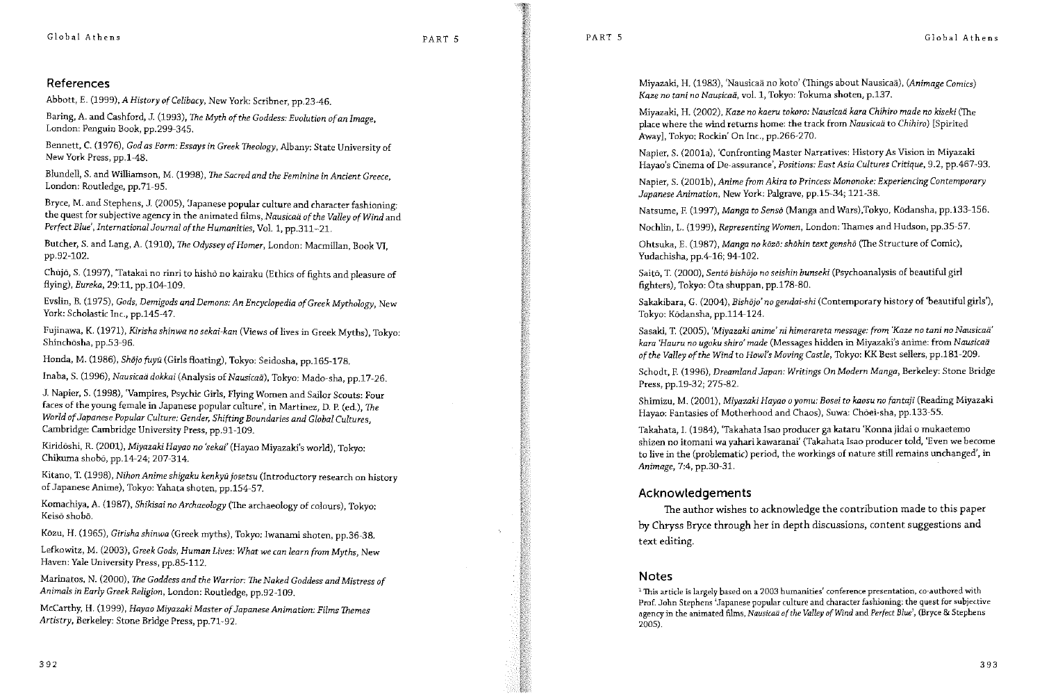## References

Abbott, E. (1999), *A History of Celibacy*, New York: Scribner, pp.23-46.

Baring, A. and Cashford, J. (1993), *The Myth of the Goddess: Evolution of an Image*, London: Penguin Book, pp.299-345.

Bennett, C. (1976), *God as Form: Essays in Greek Theology*, Albany: State University of New York Press, pp.1-48.

Blundell, S. and Williamson, M. (1998), *The Sacred and the Feminine in Ancient Greece*, London: Routledge, pp.71-95.

Bryce, M. and Stephens, J. (2005), 'Japanese popular culture and character fashioning: the quest for subjective agency in the animated films, *Nausicaä of the Valley of Wind* and *Perfect Blue*', *International Journal of the Humanities*, Vol. 1, pp.311-21.

Butcher, S. and Lang, A. (1910), *The Odyssey of Homer*, London: Macmillan, Book VI, pp.92-102.

Chūjō, S. (1997), 'Tatakai no rinri to hishō no kairaku (Ethics of fights and pleasure of flying), *Eureka*, 29:11, pp.104-109.

Evslin, B. (1975), *Gods, Demigods and Demons: An Encyclopedia of Greek Mythology*, New York: Scholastic Inc., pp.145-47.

Fujinawa, K. (1971), *Kirisha shinwa no sekai-kan* (Views of lives in Greek Myths), Tokyo: Shinchōsha, pp.53-96.

Honda, M. (1986), *Shōjo fuyū* (Girls floating), Tokyo: Seidosha, pp.165-178.

Inaba, S. (1996), *Nausicaä dokkai* (Analysis of *Nausicaä*), Tokyo: Mado-sha, pp.17-26.

J. Napier, S. (1998), 'Vampires, Psychic Girls, Flying Women and Sailor Scouts: Four faces of the young female in Japanese popular culture', in Martinez, D. P. (ed.), *The World of Japanese Popular Culture: Gender, Shifting Boundaries and Global Cultures*, Cambridge: Cambridge University Press, pp.91-109.

Kiridōshi, R. (2001), *Miyazaki Hayao no 'sekai'* (Hayao Miyazaki's world), Tokyo: Chikuma shobō, pp.14-24; 207-314.

Kitano, T. (1998), *Nihon Anime shigaku kenkyū josetsu* (Introductory research on history of Japanese Anime), Tokyo: Yahata shoten, pp.154-57.

Komachiya, A. (1987), *Shikisai no Archaeology* (The archaeology of colours), Tokyo: Keisō shobō.

Kōzu, H. (1965), *Girisha shinwa* (Greek myths), Tokyo: Iwanami shoten, pp.36-38.

Lefkowitz, M. (2003), *Greek Gods, Human Lives: What we can learn from Myths*, New Haven: Yale University Press, pp.85-112.

Marinatos, N. (2000), *The Goddess and the Warrior: The Naked Goddess and Mistress of Animals in Early Greek Religion*, London: Routledge, pp.92-109.

McCarthy, H. (1999), *Hayao Miyazaki Master of Japanese Animation: Films Themes Artistry*, Berkeley: Stone Bridge Press, pp.71-92.

Miyazaki, H. (1983), 'Nausicaä no koto' (Things about Nausicaä), (*Animage Comics*) *Kaze no tani no Nausicaä*, vol. 1, Tokyo: Tokuma shoten, p.137.

Miyazaki, H. (2002), *Kaze no kaeru tokoro: Nausicaä kara Chihiro made no kiseki* (The place where the wind returns home: the track from *Nausicaä* to *Chihiro*) [Spirited Away], Tokyo: Rockin' On Inc., pp.266-270.

Napier, S. (2001a), 'Confronting Master Narratives: History As Vision in Miyazaki Hayao's Cinema of De-assurance', *Positions: East Asia Cultures Critique*, 9.2, pp.467-93.

Napier, S. (2001b), *Anime from Akira to Princess Mononoke: Experiencing Contemporary Japanese Animation*, New York: Palgrave, pp.15-34; 121-38.

Natsume, F. (1997), *Manga to Sensō* (Manga and Wars),Tokyo, Kōdansha, pp.133-156.

Nochlin, L. (1999), *Representing Women*, London: Thames and Hudson, pp.35-57.

Ohtsuka, E. (1987), *Manga no kōzō: shōhin text genshō* (The Structure of Comic), Yudachisha, pp.4-16; 94-102.

Saitō, T. (2000), *Sentō bishōjo no seishin bunseki* (Psychoanalysis of beautiful girl fighters), Tokyo: Ōta shuppan, pp.178-80.

Sakakibara, G. (2004), *Bishōjo' no gendai-shi* (Contemporary history of 'beautiful girls'), Tokyo: Kōdansha, pp.114-124.

Sasaki, T. (2005), *'Miyazaki anime' ni himerareta message: from 'Kaze no tani no Nausicaä' kara 'Hauru no ugoku shiro' made* (Messages hidden in Miyazaki's anime: from *Nausicaä of the Valley of the Wind* to *Howl's Moving Castle*, Tokyo: KK Best sellers, pp.181-209.

Schodt, F. (1996), *Dreamland Japan: Writings On Modern Manga*, Berkeley: Stone Bridge Press, pp.19-32; 275-82.

Shimizu, M. (2001), *Miyazaki Hayao o yomu: Bosei to kaosu no fantajī* (Reading Miyazaki Hayao: Fantasies of Motherhood and Chaos), Suwa: Chōei-sha, pp.133-55.

Takahata, I. (1984), 'Takahata Isao producer ga kataru 'Konna jidai o mukaetemo shizen no itomani wa yahari kawaranai' (Takahata Isao producer told, 'Even we become to live in the (problematic) period, the workings of nature still remains unchanged', in *Animage*, 7:4, pp.30-31.

## Acknowledgements

The author wishes to acknowledge the contribution made to this paper by Chryss Bryce through her in depth discussions, content suggestions and text editing.

## Notes

[1] This article is largely based on a 2003 humanities' conference presentation, co-authored with Prof. John Stephens 'Japanese popular culture and character fashioning: the quest for subjective agency in the animated films, *Nausicaä of the Valley of Wind* and *Perfect Blue*', (Bryce & Stephens 2005).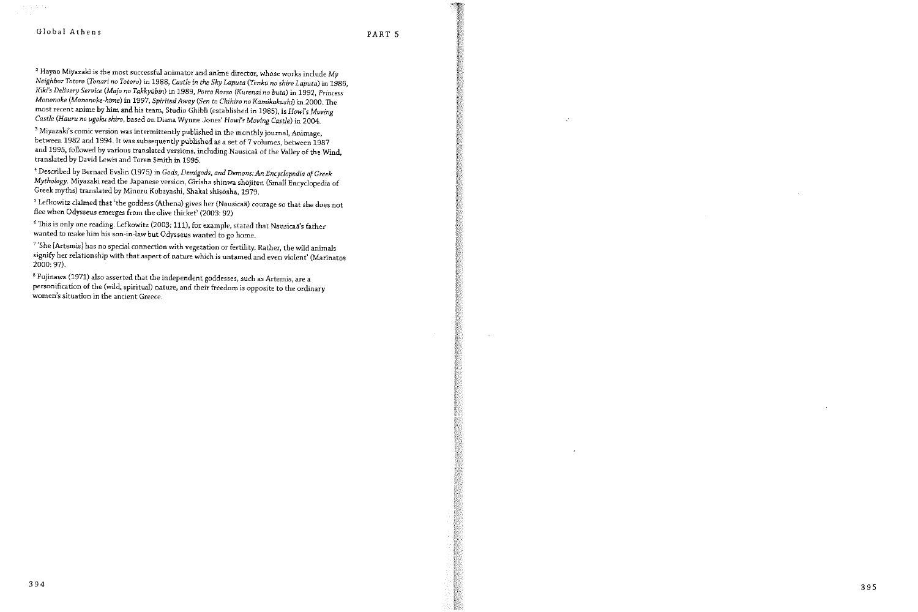[2] Hayao Miyazaki is the most successful animator and anime director, whose works include *My Neighbor Totoro* (*Tonari no Totoro*) in 1988, *Castle in the Sky Laputa* (*Tenkū no shiro Laputa*) in 1986, *Kiki's Delivery Service* (*Majo no Takkyūbin*) in 1989, *Porco Rosso* (*Kurenai no buta*) in 1992, *Princess Mononoke* (*Mononoke-hime*) in 1997, *Spirited Away* (*Sen to Chihiro no Kamikakushi*) in 2000. The most recent anime by him and his team, Studio Ghibli (established in 1985), is *Howl's Moving Castle* (*Hauru no ugoku shiro*, based on Diana Wynne Jones' *Howl's Moving Castle*) in 2004.

[3] Miyazaki's comic version was intermittently published in the monthly journal, Animage, between 1982 and 1994. It was subsequently published as a set of 7 volumes, between 1987 and 1995, followed by various translated versions, including Nausicaä of the Valley of the Wind, translated by David Lewis and Toren Smith in 1995.

[4] Described by Bernard Evslin (1975) in *Gods, Demigods, and Demons: An Encyclopedia of Greek Mythology*. Miyazaki read the Japanese version, Girisha shinwa shōjiten (Small Encyclopedia of Greek myths) translated by Minoru Kobayashi, Shakai shisōsha, 1979.

[5] Lefkowitz claimed that 'the goddess (Athena) gives her (Nausicaä) courage so that she does not flee when Odysseus emerges from the olive thicket' (2003: 92)

[6] This is only one reading. Lefkowitz (2003: 111), for example, stated that Nausicaä's father wanted to make him his son-in-law but Odysseus wanted to go home.

[7] 'She [Artemis] has no special connection with vegetation or fertility. Rather, the wild animals signify her relationship with that aspect of nature which is untamed and even violent' (Marinatos 2000: 97).

[8] Fujinawa (1971) also asserted that the independent goddesses, such as Artemis, are a personification of the (wild, spiritual) nature, and their freedom is opposite to the ordinary women's situation in the ancient Greece.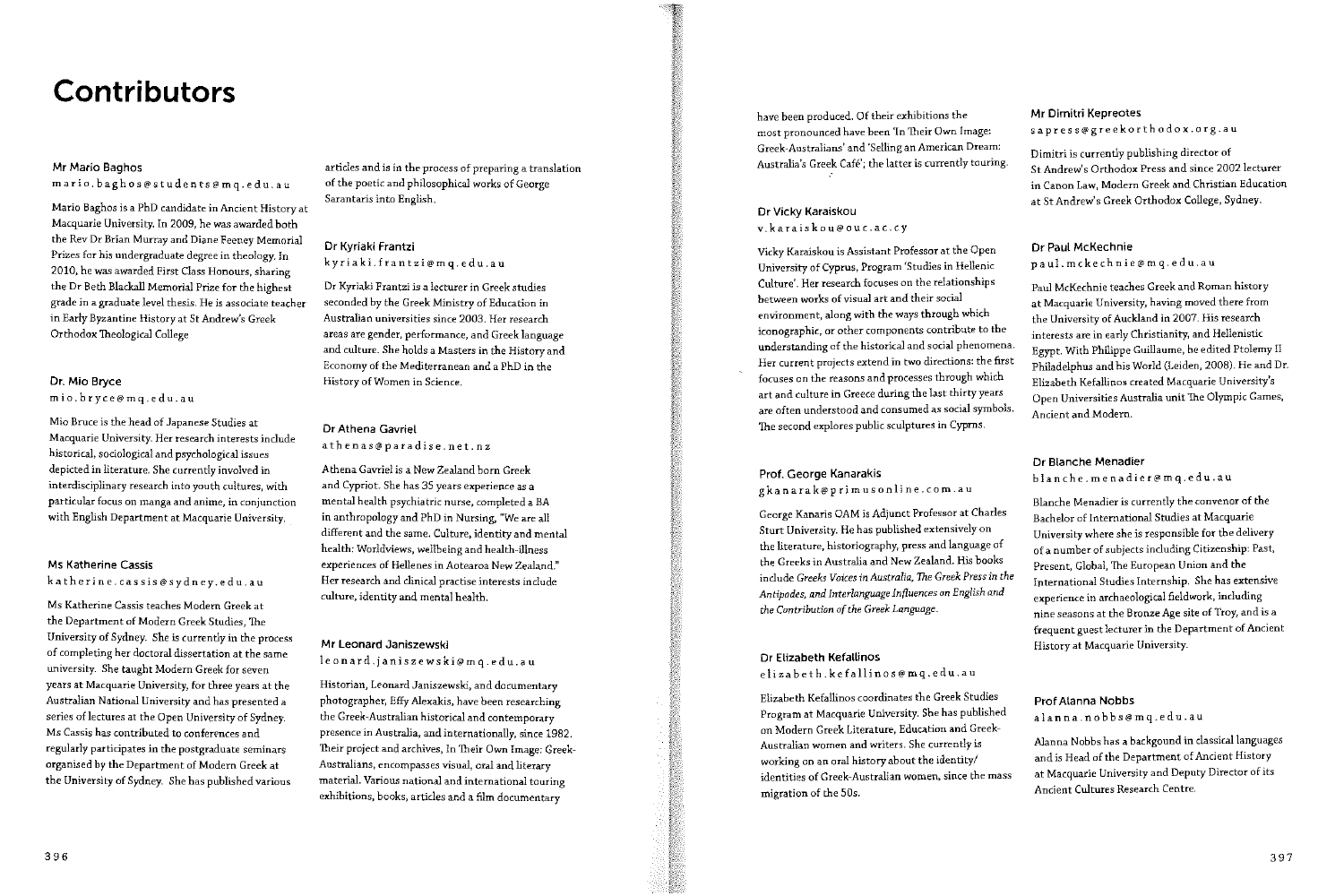# Contributors

### Mr Mario Baghos

mario.baghos@students@mq.edu.au

Mario Baghos is a PhD candidate in Ancient History at Macquarie University. In 2009, he was awarded both the Rev Dr Brian Murray and Diane Feeney Memorial Prizes for his undergraduate degree in theology. In 2010, he was awarded First Class Honours, sharing the Dr Beth Blackall Memorial Prize for the highest grade in a graduate level thesis. He is associate teacher in Early Byzantine History at St Andrew's Greek Orthodox Theological College

### Dr. Mio Bryce

mio.bryce@mq.edu.au

Mio Bruce is the head of Japanese Studies at Macquarie University. Her research interests include historical, sociological and psychological issues depicted in literature. She currently involved in interdisciplinary research into youth cultures, with particular focus on manga and anime, in conjunction with English Department at Macquarie University.

### Ms Katherine Cassis

katherine.cassis@sydney.edu.au

Ms Katherine Cassis teaches Modern Greek at the Department of Modern Greek Studies, The University of Sydney. She is currently in the process of completing her doctoral dissertation at the same university. She taught Modern Greek for seven years at Macquarie University, for three years at the Australian National University and has presented a series of lectures at the Open University of Sydney. Ms Cassis has contributed to conferences and regularly participates in the postgraduate seminars organised by the Department of Modern Greek at the University of Sydney. She has published various articles and is in the process of preparing a translation of the poetic and philosophical works of George Sarantaris into English.

### Dr Kyriaki Frantzi

kyriaki.frantzi@mq.edu.au

Dr Kyriaki Frantzi is a lecturer in Greek studies seconded by the Greek Ministry of Education in Australian universities since 2003. Her research areas are gender, performance, and Greek language and culture. She holds a Masters in the History and Economy of the Mediterranean and a PhD in the History of Women in Science.

### Dr Athena Gavriel

athenas@paradise.net.nz

Athena Gavriel is a New Zealand born Greek and Cypriot. She has 35 years experience as a mental health psychiatric nurse, completed a BA in anthropology and PhD in Nursing, "We are all different and the same. Culture, identity and mental health: Worldviews, wellbeing and health-illness experiences of Hellenes in Aotearoa New Zealand." Her research and clinical practise interests include culture, identity and mental health.

### Mr Leonard Janiszewski

leonard.janiszewski@mq.edu.au

Historian, Leonard Janiszewski, and documentary photographer, Effy Alexakis, have been researching the Greek-Australian historical and contemporary presence in Australia, and internationally, since 1982. Their project and archives, In Their Own Image: Greek-Australians, encompasses visual, oral and literary material. Various national and international touring exhibitions, books, articles and a film documentary have been produced. Of their exhibitions the most pronounced have been 'In Their Own Image: Greek-Australians' and 'Selling an American Dream: Australia's Greek Café'; the latter is currently touring.

### Dr Vicky Karaiskou

v.karaiskou@ouc.ac.cy

Vicky Karaiskou is Assistant Professor at the Open University of Cyprus, Program 'Studies in Hellenic Culture'. Her research focuses on the relationships between works of visual art and their social environment, along with the ways through which iconographic, or other components contribute to the understanding of the historical and social phenomena. Her current projects extend in two directions: the first focuses on the reasons and processes through which art and culture in Greece during the last thirty years are often understood and consumed as social symbols. The second explores public sculptures in Cyprus.

### Prof. George Kanarakis

gkanarak@primusonline.com.au

George Kanaris OAM is Adjunct Professor at Charles Sturt University. He has published extensively on the literature, historiography, press and language of the Greeks in Australia and New Zealand. His books include *Greeks Voices in Australia, The Greek Press in the Antipodes, and Interlanguage Influences on English and the Contribution of the Greek Language*.

### Dr Elizabeth Kefallinos

elizabeth.kefallinos@mq.edu.au

Elizabeth Kefallinos coordinates the Greek Studies Program at Macquarie University. She has published on Modern Greek Literature, Education and Greek-Australian women and writers. She currently is working on an oral history about the identity/identities of Greek-Australian women, since the mass migration of the 50s.

### Mr Dimitri Kepreotes

sapress@greekorthodox.org.au

Dimitri is currently publishing director of St Andrew's Orthodox Press and since 2002 lecturer in Canon Law, Modern Greek and Christian Education at St Andrew's Greek Orthodox College, Sydney.

### Dr Paul McKechnie

paul.mckechnie@mq.edu.au

Paul McKechnie teaches Greek and Roman history at Macquarie University, having moved there from the University of Auckland in 2007. His research interests are in early Christianity, and Hellenistic Egypt. With Philippe Guillaume, he edited Ptolemy II Philadelphus and his World (Leiden, 2008). He and Dr. Elizabeth Kefallinos created Macquarie University's Open Universities Australia unit The Olympic Games, Ancient and Modern.

### Dr Blanche Menadier

blanche.menadier@mq.edu.au

Blanche Menadier is currently the convenor of the Bachelor of International Studies at Macquarie University where she is responsible for the delivery of a number of subjects including Citizenship: Past, Present, Global, The European Union and the International Studies Internship. She has extensive experience in archaeological fieldwork, including nine seasons at the Bronze Age site of Troy, and is a frequent guest lecturer in the Department of Ancient History at Macquarie University.

### Prof Alanna Nobbs

alanna.nobbs@mq.edu.au

Alanna Nobbs has a backgound in classical languages and is Head of the Department of Ancient History at Macquarie University and Deputy Director of its Ancient Cultures Research Centre.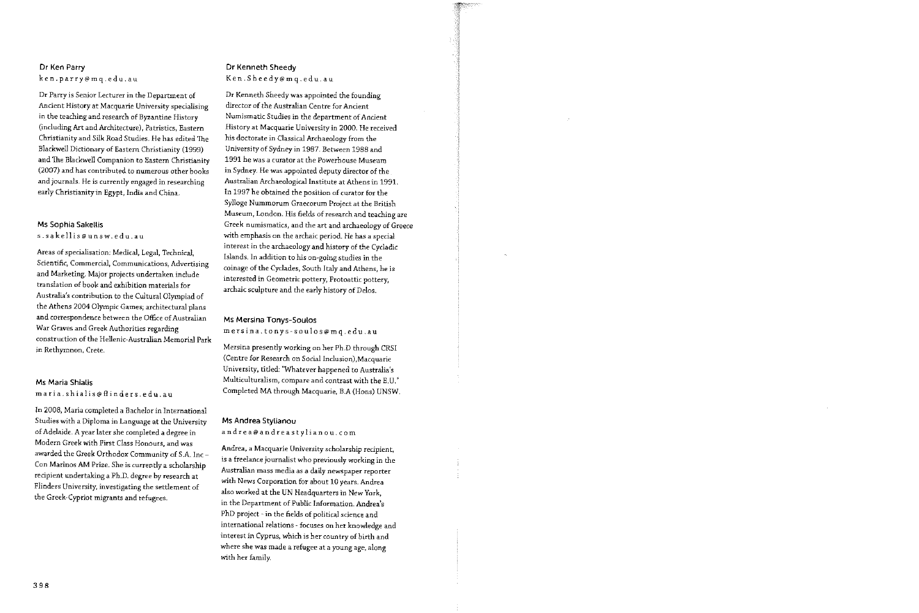### Dr Ken Parry
ken.parry@mq.edu.au

Dr Parry is Senior Lecturer in the Department of Ancient History at Macquarie University specialising in the teaching and research of Byzantine History (including Art and Architecture), Patristics, Eastern Christianity and Silk Road Studies. He has edited The Blackwell Dictionary of Eastern Christianity (1999) and The Blackwell Companion to Eastern Christianity (2007) and has contributed to numerous other books and journals. He is currently engaged in researching early Christianity in Egypt, India and China.

### Ms Sophia Sakellis
s.sakellis@unsw.edu.au

Areas of specialisation: Medical, Legal, Technical, Scientific, Commercial, Communications, Advertising and Marketing. Major projects undertaken include translation of book and exhibition materials for Australia's contribution to the Cultural Olympiad of the Athens 2004 Olympic Games; architectural plans and correspondence between the Office of Australian War Graves and Greek Authorities regarding construction of the Hellenic-Australian Memorial Park in Rethymnon, Crete.

### Ms Maria Shialis
maria.shialis@flinders.edu.au

In 2008, Maria completed a Bachelor in International Studies with a Diploma in Language at the University of Adelaide. A year later she completed a degree in Modern Greek with First Class Honours, and was awarded the Greek Orthodox Community of S.A. Inc – Con Marinos AM Prize. She is currently a scholarship recipient undertaking a Ph.D. degree by research at Flinders University, investigating the settlement of the Greek-Cypriot migrants and refugees.

### Dr Kenneth Sheedy
Ken.Sheedy@mq.edu.au

Dr Kenneth Sheedy was appointed the founding director of the Australian Centre for Ancient Numismatic Studies in the department of Ancient History at Macquarie University in 2000. He received his doctorate in Classical Archaeology from the University of Sydney in 1987. Between 1988 and 1991 he was a curator at the Powerhouse Museum in Sydney. He was appointed deputy director of the Australian Archaeological Institute at Athens in 1991. In 1997 he obtained the position of curator for the Sylloge Nummorum Graecorum Project at the British Museum, London. His fields of research and teaching are Greek numismatics, and the art and archaeology of Greece with emphasis on the archaic period. He has a special interest in the archaeology and history of the Cycladic Islands. In addition to his on-going studies in the coinage of the Cyclades, South Italy and Athens, he is interested in Geometric pottery, Protoattic pottery, archaic sculpture and the early history of Delos.

### Ms Mersina Tonys-Soulos
mersina.tonys-soulos@mq.edu.au

Mersina presently working on her Ph.D through CRSI (Centre for Research on Social Inclusion), Macquarie University, titled: "Whatever happened to Australia's Multiculturalism, compare and contrast with the E.U." Completed MA through Macquarie, B.A (Hons) UNSW.

### Ms Andrea Stylianou
andrea@andreastylianou.com

Andrea, a Macquarie University scholarship recipient, is a freelance journalist who previously working in the Australian mass media as a daily newspaper reporter with News Corporation for about 10 years. Andrea also worked at the UN Headquarters in New York, in the Department of Public Information. Andrea's PhD project - in the fields of political science and international relations - focuses on her knowledge and interest in Cyprus, which is her country of birth and where she was made a refugee at a young age, along with her family.